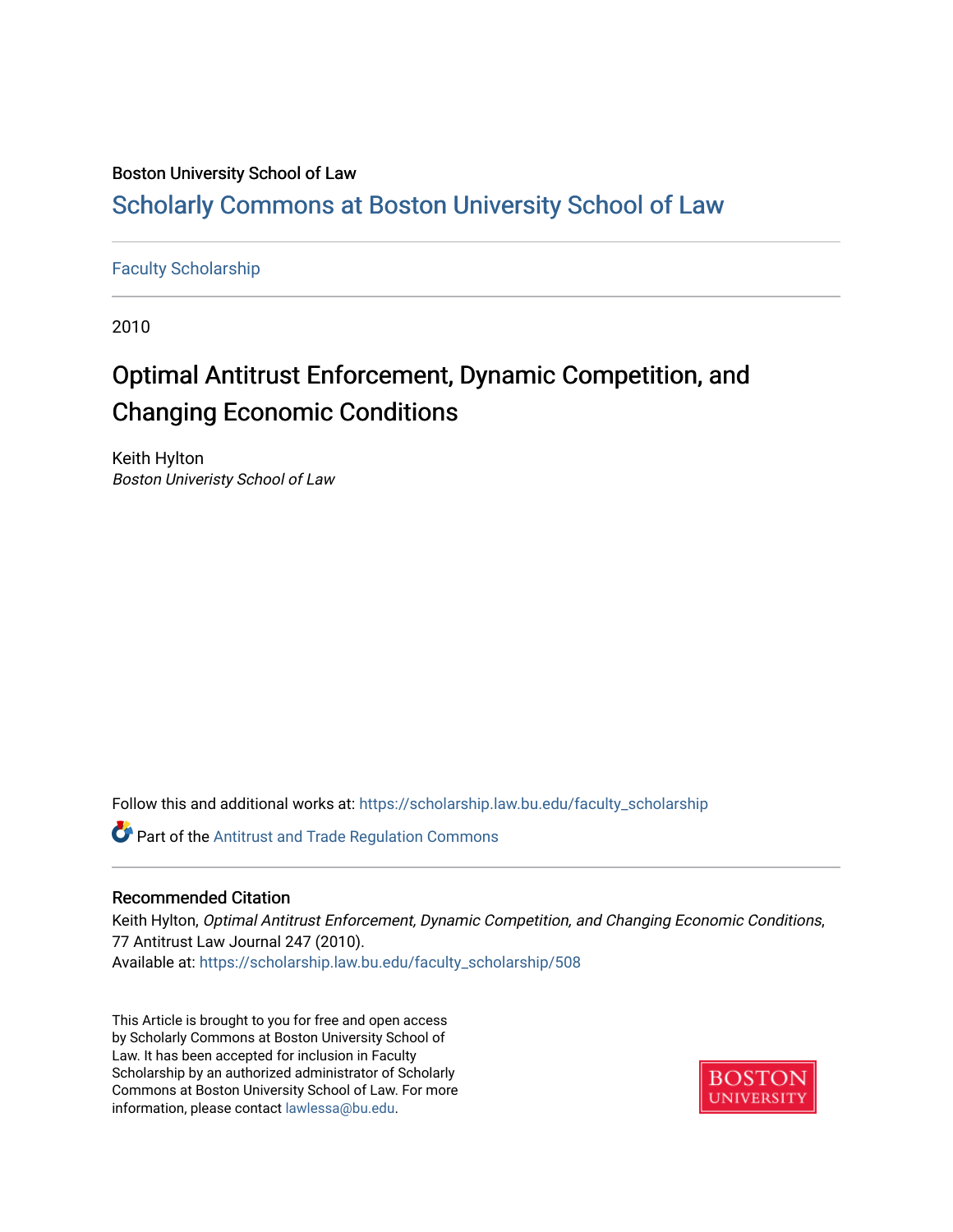Boston University School of Law

# Scholarly Commons at Boston University School of Law

Faculty Scholarship

2010

## Optimal Antitrust Enforcement, Dynamic Competition, and Changing Economic Conditions

Keith Hylton
*Boston Univeristy School of Law*

Follow this and additional works at: https://scholarship.law.bu.edu/faculty_scholarship

Part of the Antitrust and Trade Regulation Commons

### Recommended Citation

Keith Hylton, *Optimal Antitrust Enforcement, Dynamic Competition, and Changing Economic Conditions*, 77 Antitrust Law Journal 247 (2010).
Available at: https://scholarship.law.bu.edu/faculty_scholarship/508

This Article is brought to you for free and open access by Scholarly Commons at Boston University School of Law. It has been accepted for inclusion in Faculty Scholarship by an authorized administrator of Scholarly Commons at Boston University School of Law. For more information, please contact lawlessa@bu.edu.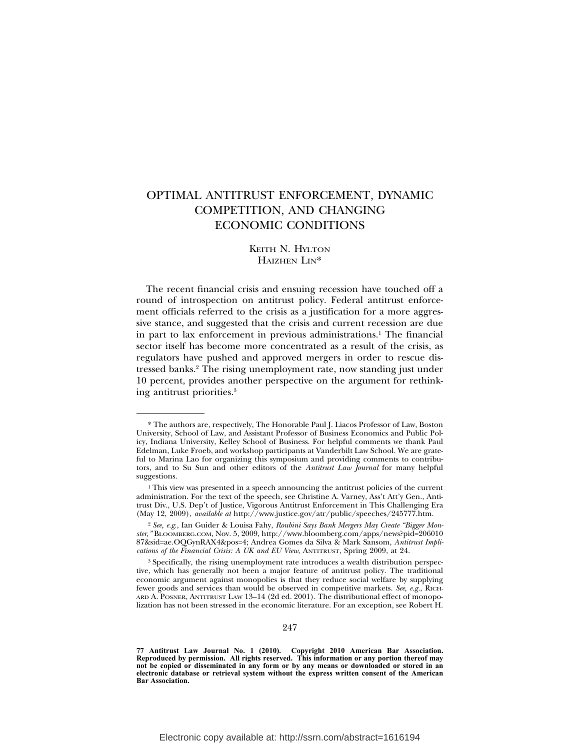# OPTIMAL ANTITRUST ENFORCEMENT, DYNAMIC COMPETITION, AND CHANGING ECONOMIC CONDITIONS

KEITH N. HYLTON
HAIZHEN LIN*

The recent financial crisis and ensuing recession have touched off a round of introspection on antitrust policy. Federal antitrust enforcement officials referred to the crisis as a justification for a more aggressive stance, and suggested that the crisis and current recession are due in part to lax enforcement in previous administrations.[1] The financial sector itself has become more concentrated as a result of the crisis, as regulators have pushed and approved mergers in order to rescue distressed banks.[2] The rising unemployment rate, now standing just under 10 percent, provides another perspective on the argument for rethinking antitrust priorities.[3]

---

\* The authors are, respectively, The Honorable Paul J. Liacos Professor of Law, Boston University, School of Law, and Assistant Professor of Business Economics and Public Policy, Indiana University, Kelley School of Business. For helpful comments we thank Paul Edelman, Luke Froeb, and workshop participants at Vanderbilt Law School. We are grateful to Marina Lao for organizing this symposium and providing comments to contributors, and to Su Sun and other editors of the *Antitrust Law Journal* for many helpful suggestions.

[1] This view was presented in a speech announcing the antitrust policies of the current administration. For the text of the speech, see Christine A. Varney, Ass't Att'y Gen., Antitrust Div., U.S. Dep't of Justice, Vigorous Antitrust Enforcement in This Challenging Era (May 12, 2009), *available at* http://www.justice.gov/atr/public/speeches/245777.htm.

[2] *See, e.g.*, Ian Guider & Louisa Fahy, *Roubini Says Bank Mergers May Create "Bigger Monster,"* BLOOMBERG.COM, Nov. 5, 2009, http://www.bloomberg.com/apps/news?pid=20601087&sid=ae.OQGynRAX4&pos=4; Andrea Gomes da Silva & Mark Sansom, *Antitrust Implications of the Financial Crisis: A UK and EU View*, ANTITRUST, Spring 2009, at 24.

[3] Specifically, the rising unemployment rate introduces a wealth distribution perspective, which has generally not been a major feature of antitrust policy. The traditional economic argument against monopolies is that they reduce social welfare by supplying fewer goods and services than would be observed in competitive markets. *See, e.g.*, RICHARD A. POSNER, ANTITRUST LAW 13–14 (2d ed. 2001). The distributional effect of monopolization has not been stressed in the economic literature. For an exception, see Robert H.

**77 Antitrust Law Journal No. 1 (2010). Copyright 2010 American Bar Association. Reproduced by permission. All rights reserved. This information or any portion thereof may not be copied or disseminated in any form or by any means or downloaded or stored in an electronic database or retrieval system without the express written consent of the American Bar Association.**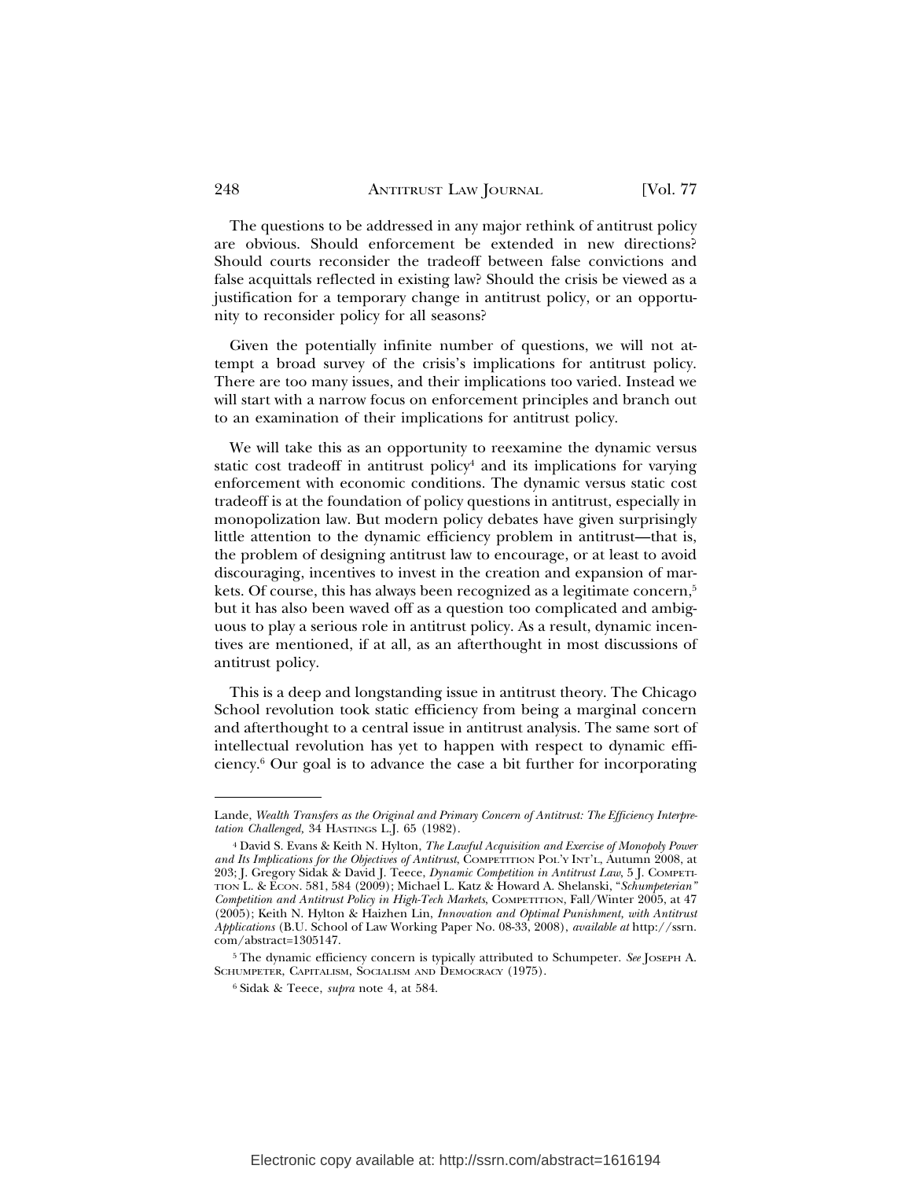The questions to be addressed in any major rethink of antitrust policy are obvious. Should enforcement be extended in new directions? Should courts reconsider the tradeoff between false convictions and false acquittals reflected in existing law? Should the crisis be viewed as a justification for a temporary change in antitrust policy, or an opportunity to reconsider policy for all seasons?

Given the potentially infinite number of questions, we will not attempt a broad survey of the crisis's implications for antitrust policy. There are too many issues, and their implications too varied. Instead we will start with a narrow focus on enforcement principles and branch out to an examination of their implications for antitrust policy.

We will take this as an opportunity to reexamine the dynamic versus static cost tradeoff in antitrust policy[4] and its implications for varying enforcement with economic conditions. The dynamic versus static cost tradeoff is at the foundation of policy questions in antitrust, especially in monopolization law. But modern policy debates have given surprisingly little attention to the dynamic efficiency problem in antitrust—that is, the problem of designing antitrust law to encourage, or at least to avoid discouraging, incentives to invest in the creation and expansion of markets. Of course, this has always been recognized as a legitimate concern,[5] but it has also been waved off as a question too complicated and ambiguous to play a serious role in antitrust policy. As a result, dynamic incentives are mentioned, if at all, as an afterthought in most discussions of antitrust policy.

This is a deep and longstanding issue in antitrust theory. The Chicago School revolution took static efficiency from being a marginal concern and afterthought to a central issue in antitrust analysis. The same sort of intellectual revolution has yet to happen with respect to dynamic efficiency.[6] Our goal is to advance the case a bit further for incorporating

---

Lande, *Wealth Transfers as the Original and Primary Concern of Antitrust: The Efficiency Interpretation Challenged,* 34 Hastings L.J. 65 (1982).

[4] David S. Evans & Keith N. Hylton, *The Lawful Acquisition and Exercise of Monopoly Power and Its Implications for the Objectives of Antitrust*, Competition Pol'y Int'l, Autumn 2008, at 203; J. Gregory Sidak & David J. Teece, *Dynamic Competition in Antitrust Law*, 5 J. Competition L. & Econ. 581, 584 (2009); Michael L. Katz & Howard A. Shelanski, "*Schumpeterian" Competition and Antitrust Policy in High-Tech Markets*, Competition, Fall/Winter 2005, at 47 (2005); Keith N. Hylton & Haizhen Lin, *Innovation and Optimal Punishment, with Antitrust Applications* (B.U. School of Law Working Paper No. 08-33, 2008), *available at* http://ssrn.com/abstract=1305147.

[5] The dynamic efficiency concern is typically attributed to Schumpeter. *See* Joseph A. Schumpeter, Capitalism, Socialism and Democracy (1975).

[6] Sidak & Teece, *supra* note 4, at 584.

Electronic copy available at: http://ssrn.com/abstract=1616194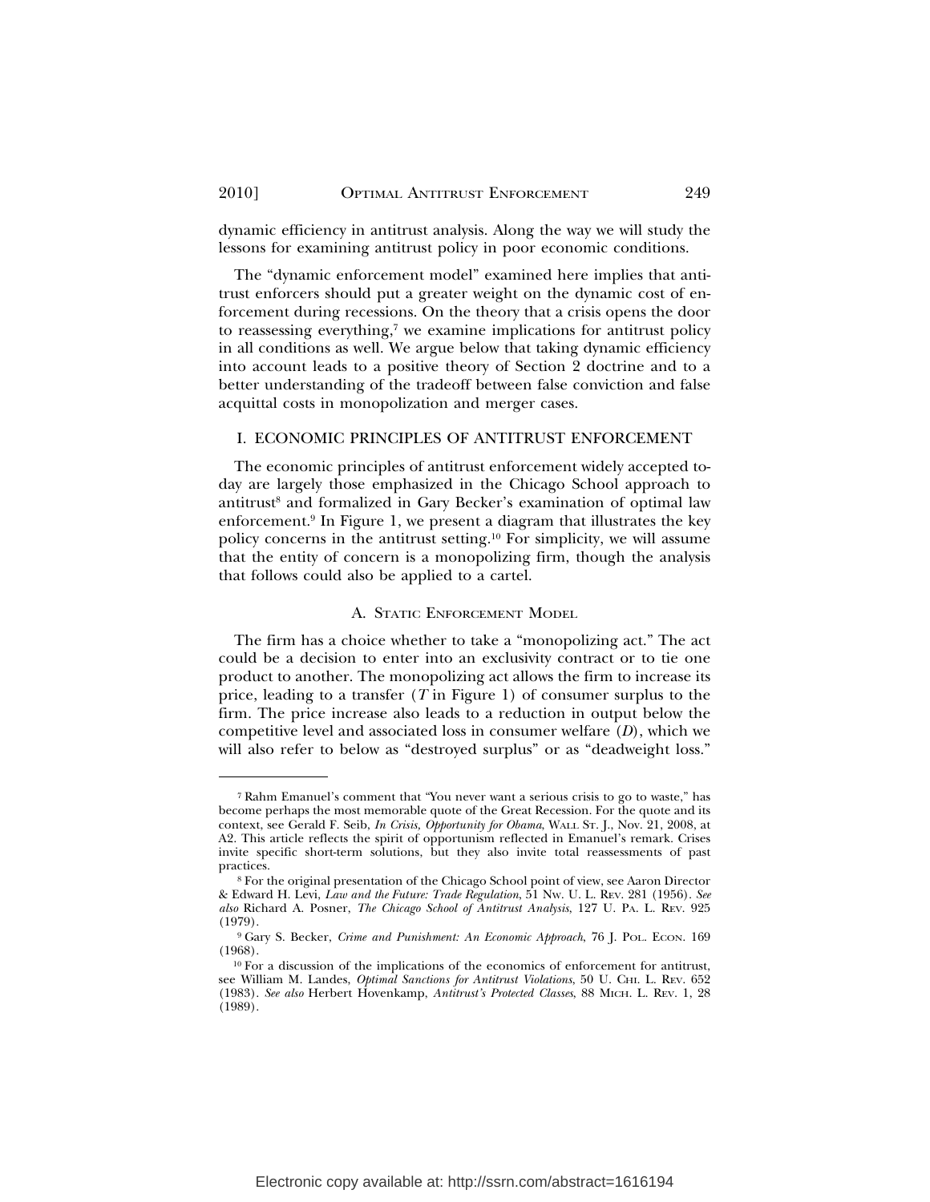dynamic efficiency in antitrust analysis. Along the way we will study the lessons for examining antitrust policy in poor economic conditions.

The "dynamic enforcement model" examined here implies that antitrust enforcers should put a greater weight on the dynamic cost of enforcement during recessions. On the theory that a crisis opens the door to reassessing everything,[7] we examine implications for antitrust policy in all conditions as well. We argue below that taking dynamic efficiency into account leads to a positive theory of Section 2 doctrine and to a better understanding of the tradeoff between false conviction and false acquittal costs in monopolization and merger cases.

## I. ECONOMIC PRINCIPLES OF ANTITRUST ENFORCEMENT

The economic principles of antitrust enforcement widely accepted today are largely those emphasized in the Chicago School approach to antitrust[8] and formalized in Gary Becker's examination of optimal law enforcement.[9] In Figure 1, we present a diagram that illustrates the key policy concerns in the antitrust setting.[10] For simplicity, we will assume that the entity of concern is a monopolizing firm, though the analysis that follows could also be applied to a cartel.

### A. Static Enforcement Model

The firm has a choice whether to take a "monopolizing act." The act could be a decision to enter into an exclusivity contract or to tie one product to another. The monopolizing act allows the firm to increase its price, leading to a transfer ($T$ in Figure 1) of consumer surplus to the firm. The price increase also leads to a reduction in output below the competitive level and associated loss in consumer welfare ($D$), which we will also refer to below as "destroyed surplus" or as "deadweight loss."

---

[7] Rahm Emanuel's comment that "You never want a serious crisis to go to waste," has become perhaps the most memorable quote of the Great Recession. For the quote and its context, see Gerald F. Seib, *In Crisis, Opportunity for Obama*, Wall St. J., Nov. 21, 2008, at A2. This article reflects the spirit of opportunism reflected in Emanuel's remark. Crises invite specific short-term solutions, but they also invite total reassessments of past practices.

[8] For the original presentation of the Chicago School point of view, see Aaron Director & Edward H. Levi, *Law and the Future: Trade Regulation*, 51 Nw. U. L. Rev. 281 (1956). *See also* Richard A. Posner, *The Chicago School of Antitrust Analysis*, 127 U. Pa. L. Rev. 925 (1979).

[9] Gary S. Becker, *Crime and Punishment: An Economic Approach*, 76 J. Pol. Econ. 169 (1968).

[10] For a discussion of the implications of the economics of enforcement for antitrust, see William M. Landes, *Optimal Sanctions for Antitrust Violations*, 50 U. Chi. L. Rev. 652 (1983). *See also* Herbert Hovenkamp, *Antitrust's Protected Classes*, 88 Mich. L. Rev. 1, 28 (1989).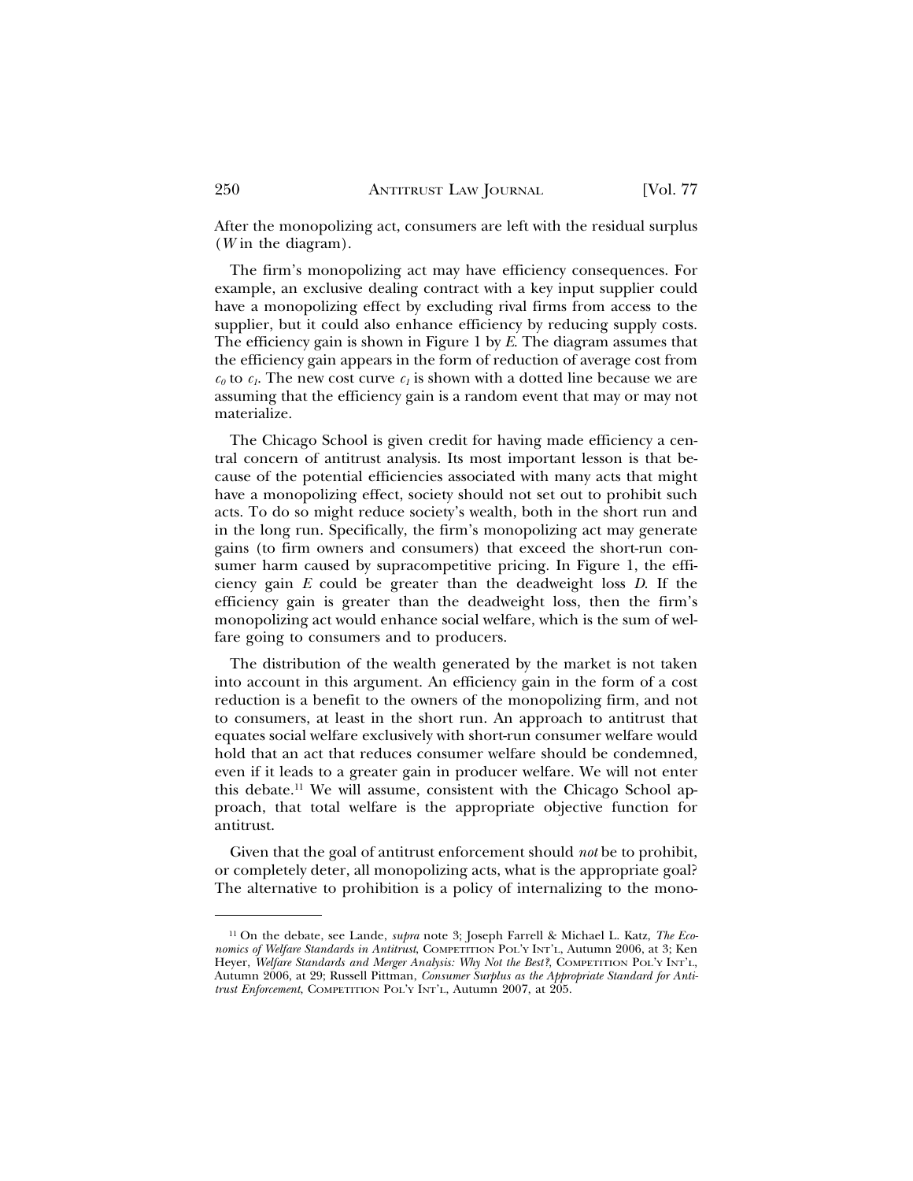After the monopolizing act, consumers are left with the residual surplus ($W$ in the diagram).

The firm's monopolizing act may have efficiency consequences. For example, an exclusive dealing contract with a key input supplier could have a monopolizing effect by excluding rival firms from access to the supplier, but it could also enhance efficiency by reducing supply costs. The efficiency gain is shown in Figure 1 by $E$. The diagram assumes that the efficiency gain appears in the form of reduction of average cost from $c_0$ to $c_1$. The new cost curve $c_1$ is shown with a dotted line because we are assuming that the efficiency gain is a random event that may or may not materialize.

The Chicago School is given credit for having made efficiency a central concern of antitrust analysis. Its most important lesson is that because of the potential efficiencies associated with many acts that might have a monopolizing effect, society should not set out to prohibit such acts. To do so might reduce society's wealth, both in the short run and in the long run. Specifically, the firm's monopolizing act may generate gains (to firm owners and consumers) that exceed the short-run consumer harm caused by supracompetitive pricing. In Figure 1, the efficiency gain $E$ could be greater than the deadweight loss $D$. If the efficiency gain is greater than the deadweight loss, then the firm's monopolizing act would enhance social welfare, which is the sum of welfare going to consumers and to producers.

The distribution of the wealth generated by the market is not taken into account in this argument. An efficiency gain in the form of a cost reduction is a benefit to the owners of the monopolizing firm, and not to consumers, at least in the short run. An approach to antitrust that equates social welfare exclusively with short-run consumer welfare would hold that an act that reduces consumer welfare should be condemned, even if it leads to a greater gain in producer welfare. We will not enter this debate.[11] We will assume, consistent with the Chicago School approach, that total welfare is the appropriate objective function for antitrust.

Given that the goal of antitrust enforcement should *not* be to prohibit, or completely deter, all monopolizing acts, what is the appropriate goal? The alternative to prohibition is a policy of internalizing to the mono-

---

[11] On the debate, see Lande, *supra* note 3; Joseph Farrell & Michael L. Katz, *The Economics of Welfare Standards in Antitrust*, COMPETITION POL'Y INT'L, Autumn 2006, at 3; Ken Heyer, *Welfare Standards and Merger Analysis: Why Not the Best?*, COMPETITION POL'Y INT'L, Autumn 2006, at 29; Russell Pittman, *Consumer Surplus as the Appropriate Standard for Antitrust Enforcement*, COMPETITION POL'Y INT'L, Autumn 2007, at 205.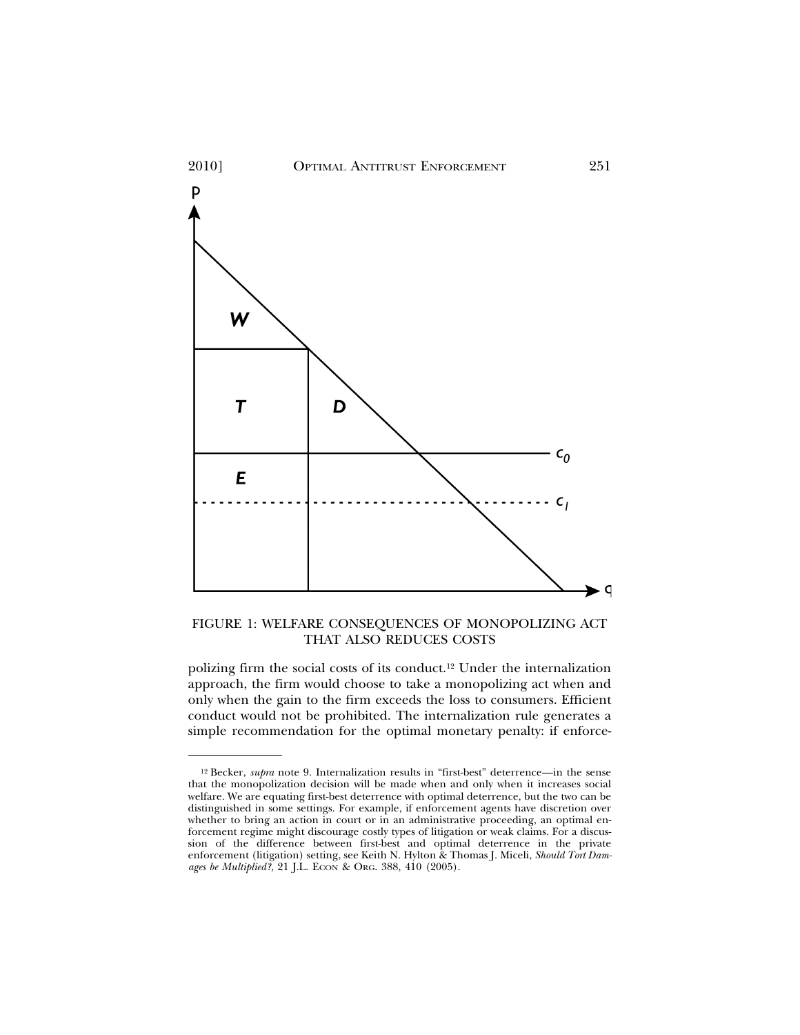FIGURE 1: WELFARE CONSEQUENCES OF MONOPOLIZING ACT THAT ALSO REDUCES COSTS

polizing firm the social costs of its conduct.[12] Under the internalization approach, the firm would choose to take a monopolizing act when and only when the gain to the firm exceeds the loss to consumers. Efficient conduct would not be prohibited. The internalization rule generates a simple recommendation for the optimal monetary penalty: if enforce-

[12] Becker, *supra* note 9. Internalization results in "first-best" deterrence—in the sense that the monopolization decision will be made when and only when it increases social welfare. We are equating first-best deterrence with optimal deterrence, but the two can be distinguished in some settings. For example, if enforcement agents have discretion over whether to bring an action in court or in an administrative proceeding, an optimal enforcement regime might discourage costly types of litigation or weak claims. For a discussion of the difference between first-best and optimal deterrence in the private enforcement (litigation) setting, see Keith N. Hylton & Thomas J. Miceli, *Should Tort Damages be Multiplied?*, 21 J.L. Econ & Org. 388, 410 (2005).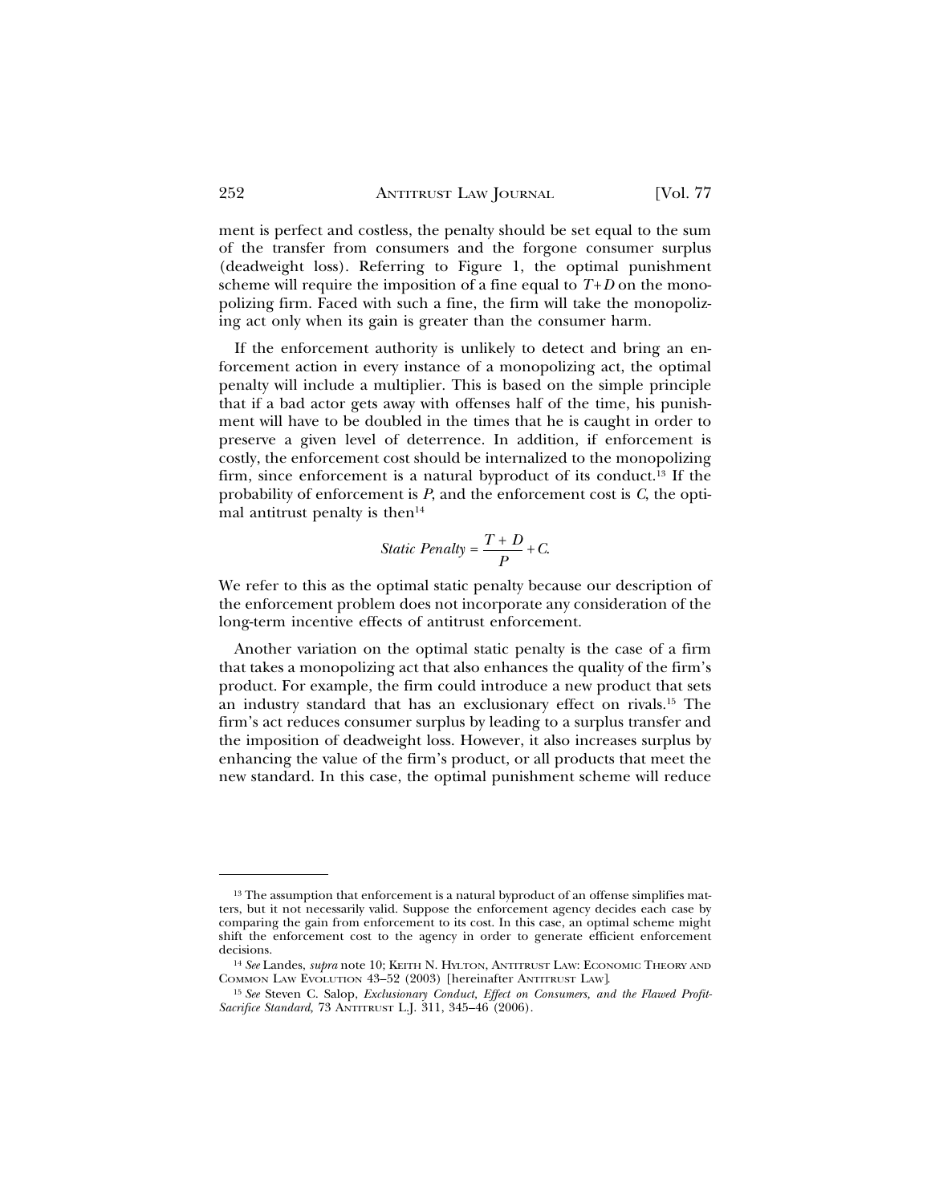ment is perfect and costless, the penalty should be set equal to the sum of the transfer from consumers and the forgone consumer surplus (deadweight loss). Referring to Figure 1, the optimal punishment scheme will require the imposition of a fine equal to $T+D$ on the monopolizing firm. Faced with such a fine, the firm will take the monopolizing act only when its gain is greater than the consumer harm.

If the enforcement authority is unlikely to detect and bring an enforcement action in every instance of a monopolizing act, the optimal penalty will include a multiplier. This is based on the simple principle that if a bad actor gets away with offenses half of the time, his punishment will have to be doubled in the times that he is caught in order to preserve a given level of deterrence. In addition, if enforcement is costly, the enforcement cost should be internalized to the monopolizing firm, since enforcement is a natural byproduct of its conduct.[13] If the probability of enforcement is $P$, and the enforcement cost is $C$, the optimal antitrust penalty is then[14]

$$\textit{Static Penalty} = \frac{T + D}{P} + C.$$

We refer to this as the optimal static penalty because our description of the enforcement problem does not incorporate any consideration of the long-term incentive effects of antitrust enforcement.

Another variation on the optimal static penalty is the case of a firm that takes a monopolizing act that also enhances the quality of the firm's product. For example, the firm could introduce a new product that sets an industry standard that has an exclusionary effect on rivals.[15] The firm's act reduces consumer surplus by leading to a surplus transfer and the imposition of deadweight loss. However, it also increases surplus by enhancing the value of the firm's product, or all products that meet the new standard. In this case, the optimal punishment scheme will reduce

---

[13] The assumption that enforcement is a natural byproduct of an offense simplifies matters, but it not necessarily valid. Suppose the enforcement agency decides each case by comparing the gain from enforcement to its cost. In this case, an optimal scheme might shift the enforcement cost to the agency in order to generate efficient enforcement decisions.

[14] *See* Landes, *supra* note 10; Keith N. Hylton, Antitrust Law: Economic Theory and Common Law Evolution 43–52 (2003) [hereinafter Antitrust Law].

[15] *See* Steven C. Salop, *Exclusionary Conduct, Effect on Consumers, and the Flawed Profit-Sacrifice Standard,* 73 Antitrust L.J. 311, 345–46 (2006).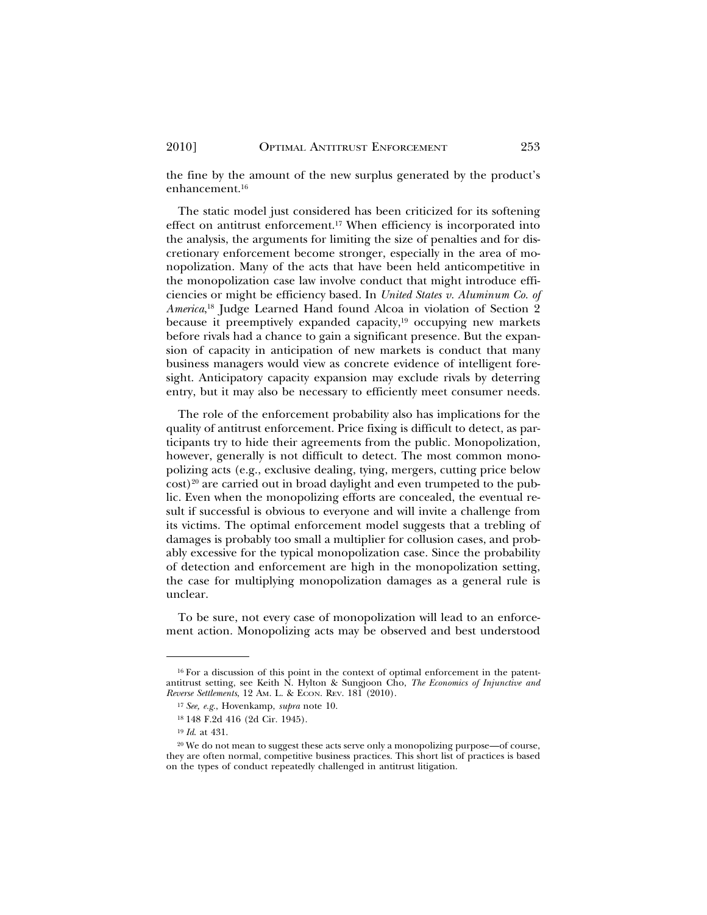the fine by the amount of the new surplus generated by the product's enhancement.[16]

The static model just considered has been criticized for its softening effect on antitrust enforcement.[17] When efficiency is incorporated into the analysis, the arguments for limiting the size of penalties and for discretionary enforcement become stronger, especially in the area of monopolization. Many of the acts that have been held anticompetitive in the monopolization case law involve conduct that might introduce efficiencies or might be efficiency based. In *United States v. Aluminum Co. of America*,[18] Judge Learned Hand found Alcoa in violation of Section 2 because it preemptively expanded capacity,[19] occupying new markets before rivals had a chance to gain a significant presence. But the expansion of capacity in anticipation of new markets is conduct that many business managers would view as concrete evidence of intelligent foresight. Anticipatory capacity expansion may exclude rivals by deterring entry, but it may also be necessary to efficiently meet consumer needs.

The role of the enforcement probability also has implications for the quality of antitrust enforcement. Price fixing is difficult to detect, as participants try to hide their agreements from the public. Monopolization, however, generally is not difficult to detect. The most common monopolizing acts (e.g., exclusive dealing, tying, mergers, cutting price below cost)[20] are carried out in broad daylight and even trumpeted to the public. Even when the monopolizing efforts are concealed, the eventual result if successful is obvious to everyone and will invite a challenge from its victims. The optimal enforcement model suggests that a trebling of damages is probably too small a multiplier for collusion cases, and probably excessive for the typical monopolization case. Since the probability of detection and enforcement are high in the monopolization setting, the case for multiplying monopolization damages as a general rule is unclear.

To be sure, not every case of monopolization will lead to an enforcement action. Monopolizing acts may be observed and best understood

---

[16] For a discussion of this point in the context of optimal enforcement in the patent-antitrust setting, see Keith N. Hylton & Sungjoon Cho, *The Economics of Injunctive and Reverse Settlements*, 12 AM. L. & ECON. REV. 181 (2010).

[17] *See, e.g.*, Hovenkamp, *supra* note 10.

[18] 148 F.2d 416 (2d Cir. 1945).

[19] *Id.* at 431.

[20] We do not mean to suggest these acts serve only a monopolizing purpose—of course, they are often normal, competitive business practices. This short list of practices is based on the types of conduct repeatedly challenged in antitrust litigation.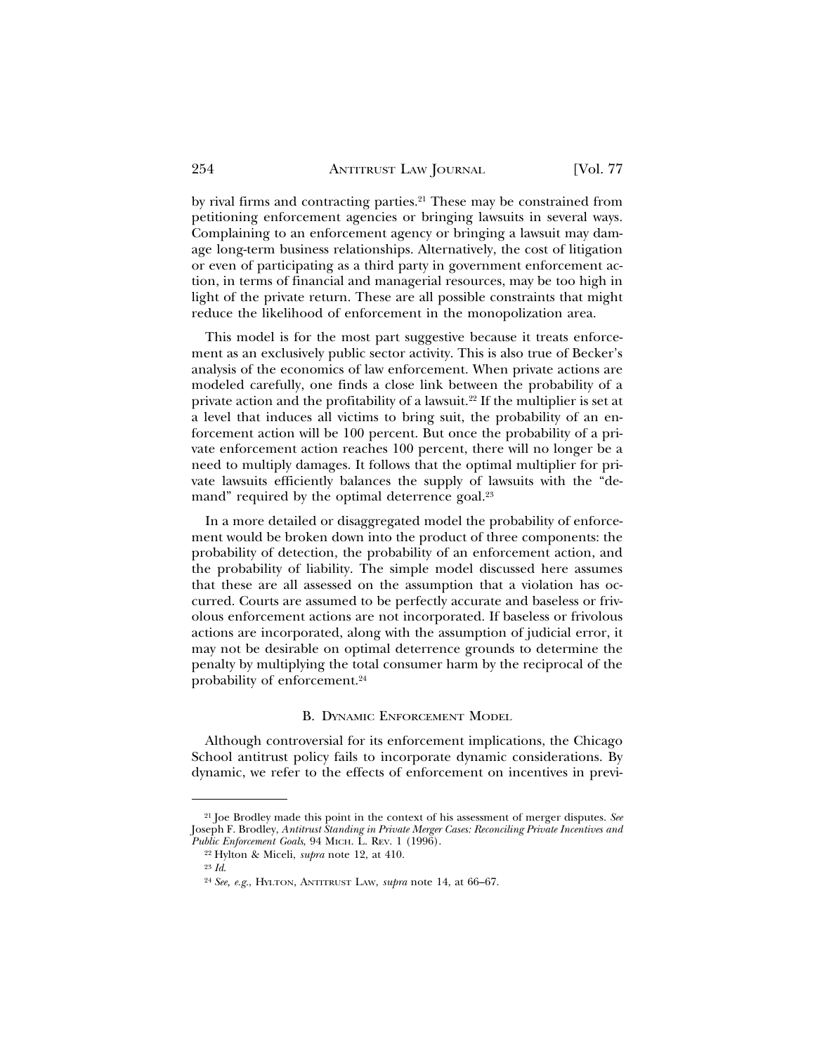by rival firms and contracting parties.[21] These may be constrained from petitioning enforcement agencies or bringing lawsuits in several ways. Complaining to an enforcement agency or bringing a lawsuit may damage long-term business relationships. Alternatively, the cost of litigation or even of participating as a third party in government enforcement action, in terms of financial and managerial resources, may be too high in light of the private return. These are all possible constraints that might reduce the likelihood of enforcement in the monopolization area.

This model is for the most part suggestive because it treats enforcement as an exclusively public sector activity. This is also true of Becker's analysis of the economics of law enforcement. When private actions are modeled carefully, one finds a close link between the probability of a private action and the profitability of a lawsuit.[22] If the multiplier is set at a level that induces all victims to bring suit, the probability of an enforcement action will be 100 percent. But once the probability of a private enforcement action reaches 100 percent, there will no longer be a need to multiply damages. It follows that the optimal multiplier for private lawsuits efficiently balances the supply of lawsuits with the "demand" required by the optimal deterrence goal.[23]

In a more detailed or disaggregated model the probability of enforcement would be broken down into the product of three components: the probability of detection, the probability of an enforcement action, and the probability of liability. The simple model discussed here assumes that these are all assessed on the assumption that a violation has occurred. Courts are assumed to be perfectly accurate and baseless or frivolous enforcement actions are not incorporated. If baseless or frivolous actions are incorporated, along with the assumption of judicial error, it may not be desirable on optimal deterrence grounds to determine the penalty by multiplying the total consumer harm by the reciprocal of the probability of enforcement.[24]

### B. Dynamic Enforcement Model

Although controversial for its enforcement implications, the Chicago School antitrust policy fails to incorporate dynamic considerations. By dynamic, we refer to the effects of enforcement on incentives in previ-

---

[21] Joe Brodley made this point in the context of his assessment of merger disputes. *See* Joseph F. Brodley, *Antitrust Standing in Private Merger Cases: Reconciling Private Incentives and Public Enforcement Goals*, 94 Mich. L. Rev. 1 (1996).

[22] Hylton & Miceli, *supra* note 12, at 410.

[23] *Id.*

[24] *See, e.g.*, Hylton, Antitrust Law, *supra* note 14, at 66–67.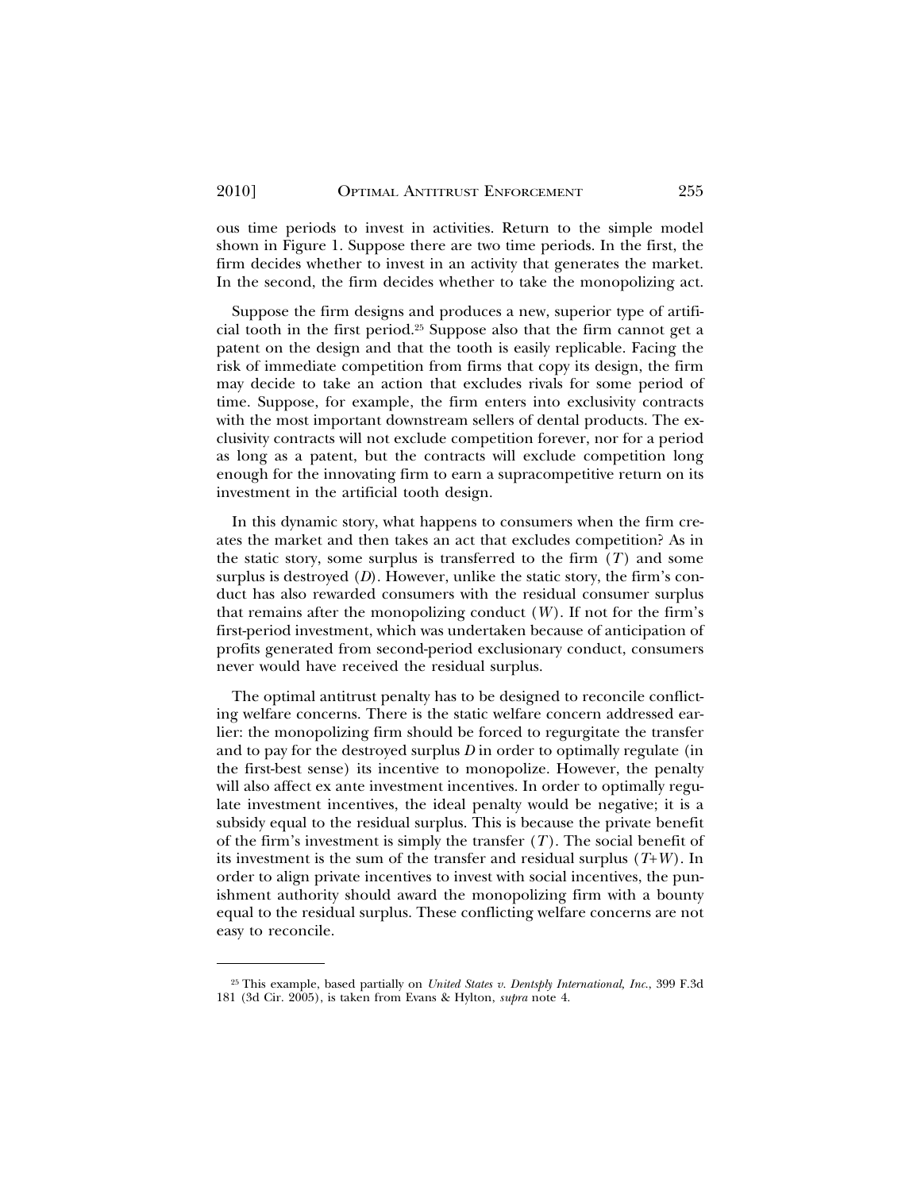ous time periods to invest in activities. Return to the simple model shown in Figure 1. Suppose there are two time periods. In the first, the firm decides whether to invest in an activity that generates the market. In the second, the firm decides whether to take the monopolizing act.

Suppose the firm designs and produces a new, superior type of artificial tooth in the first period.[25] Suppose also that the firm cannot get a patent on the design and that the tooth is easily replicable. Facing the risk of immediate competition from firms that copy its design, the firm may decide to take an action that excludes rivals for some period of time. Suppose, for example, the firm enters into exclusivity contracts with the most important downstream sellers of dental products. The exclusivity contracts will not exclude competition forever, nor for a period as long as a patent, but the contracts will exclude competition long enough for the innovating firm to earn a supracompetitive return on its investment in the artificial tooth design.

In this dynamic story, what happens to consumers when the firm creates the market and then takes an act that excludes competition? As in the static story, some surplus is transferred to the firm ($T$) and some surplus is destroyed ($D$). However, unlike the static story, the firm's conduct has also rewarded consumers with the residual consumer surplus that remains after the monopolizing conduct ($W$). If not for the firm's first-period investment, which was undertaken because of anticipation of profits generated from second-period exclusionary conduct, consumers never would have received the residual surplus.

The optimal antitrust penalty has to be designed to reconcile conflicting welfare concerns. There is the static welfare concern addressed earlier: the monopolizing firm should be forced to regurgitate the transfer and to pay for the destroyed surplus $D$ in order to optimally regulate (in the first-best sense) its incentive to monopolize. However, the penalty will also affect ex ante investment incentives. In order to optimally regulate investment incentives, the ideal penalty would be negative; it is a subsidy equal to the residual surplus. This is because the private benefit of the firm's investment is simply the transfer ($T$). The social benefit of its investment is the sum of the transfer and residual surplus ($T$+$W$). In order to align private incentives to invest with social incentives, the punishment authority should award the monopolizing firm with a bounty equal to the residual surplus. These conflicting welfare concerns are not easy to reconcile.

---

[25] This example, based partially on *United States v. Dentsply International, Inc.*, 399 F.3d 181 (3d Cir. 2005), is taken from Evans & Hylton, *supra* note 4.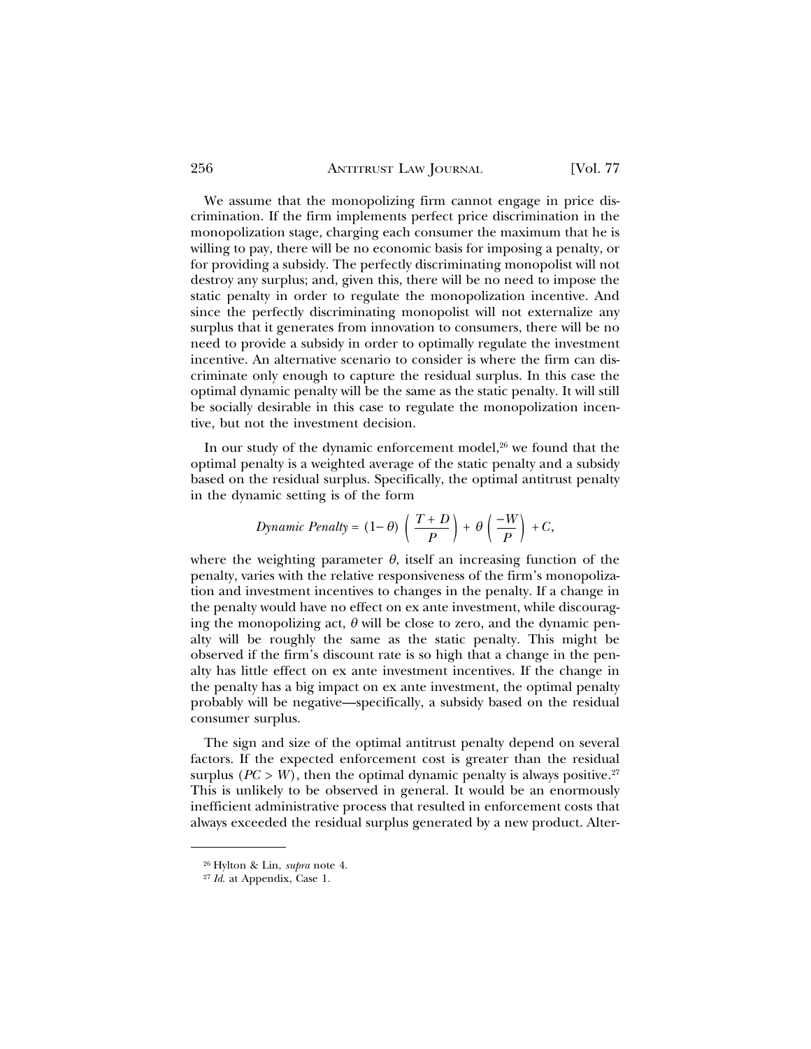We assume that the monopolizing firm cannot engage in price discrimination. If the firm implements perfect price discrimination in the monopolization stage, charging each consumer the maximum that he is willing to pay, there will be no economic basis for imposing a penalty, or for providing a subsidy. The perfectly discriminating monopolist will not destroy any surplus; and, given this, there will be no need to impose the static penalty in order to regulate the monopolization incentive. And since the perfectly discriminating monopolist will not externalize any surplus that it generates from innovation to consumers, there will be no need to provide a subsidy in order to optimally regulate the investment incentive. An alternative scenario to consider is where the firm can discriminate only enough to capture the residual surplus. In this case the optimal dynamic penalty will be the same as the static penalty. It will still be socially desirable in this case to regulate the monopolization incentive, but not the investment decision.

In our study of the dynamic enforcement model,[26] we found that the optimal penalty is a weighted average of the static penalty and a subsidy based on the residual surplus. Specifically, the optimal antitrust penalty in the dynamic setting is of the form

$$\textit{Dynamic Penalty} = (1-\theta)\left(\frac{T+D}{P}\right) + \theta\left(\frac{-W}{P}\right) + C,$$

where the weighting parameter $\theta$, itself an increasing function of the penalty, varies with the relative responsiveness of the firm's monopolization and investment incentives to changes in the penalty. If a change in the penalty would have no effect on ex ante investment, while discouraging the monopolizing act, $\theta$ will be close to zero, and the dynamic penalty will be roughly the same as the static penalty. This might be observed if the firm's discount rate is so high that a change in the penalty has little effect on ex ante investment incentives. If the change in the penalty has a big impact on ex ante investment, the optimal penalty probably will be negative—specifically, a subsidy based on the residual consumer surplus.

The sign and size of the optimal antitrust penalty depend on several factors. If the expected enforcement cost is greater than the residual surplus ($PC > W$), then the optimal dynamic penalty is always positive.[27] This is unlikely to be observed in general. It would be an enormously inefficient administrative process that resulted in enforcement costs that always exceeded the residual surplus generated by a new product. Alter-

---

[26] Hylton & Lin, *supra* note 4.

[27] *Id.* at Appendix, Case 1.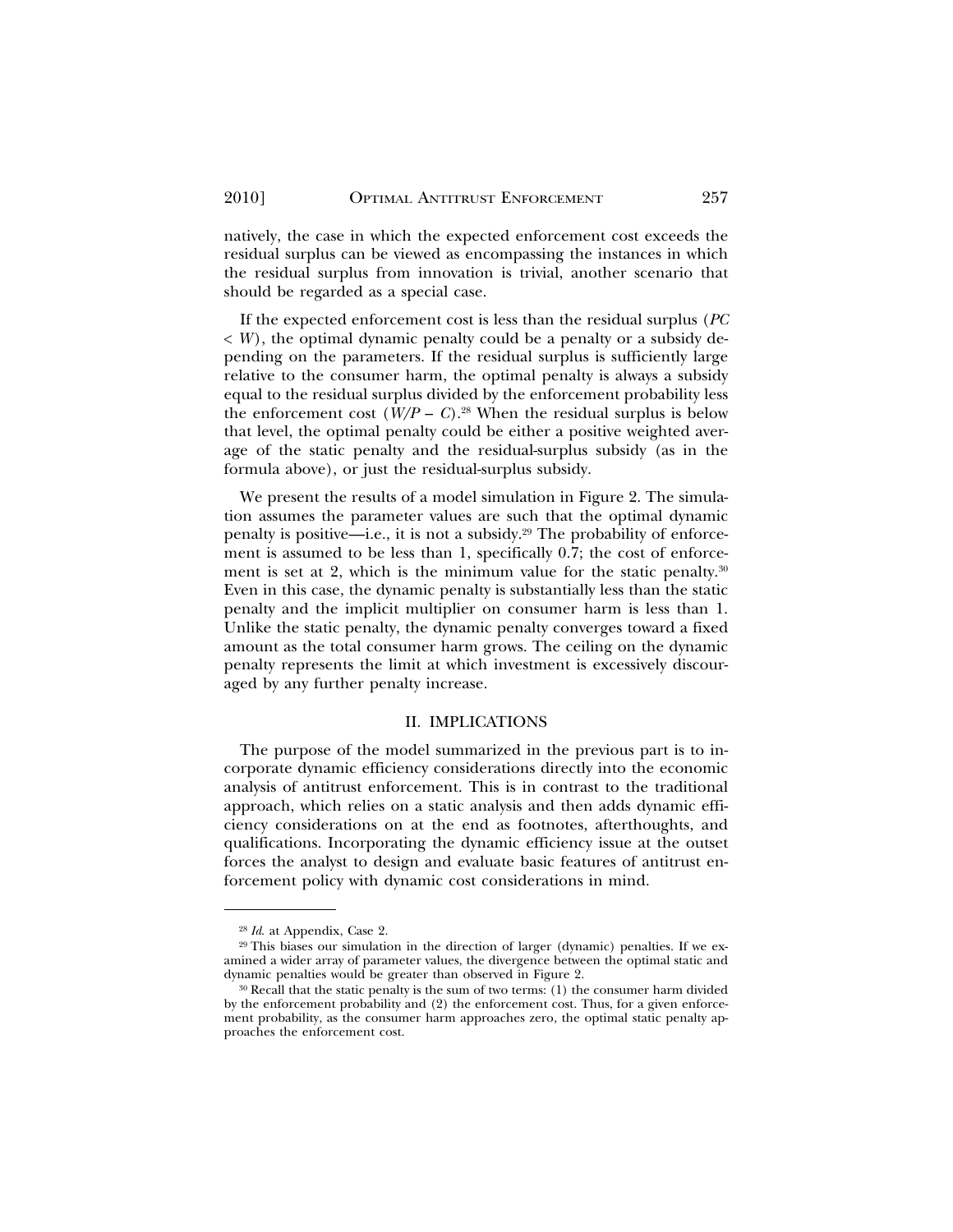natively, the case in which the expected enforcement cost exceeds the residual surplus can be viewed as encompassing the instances in which the residual surplus from innovation is trivial, another scenario that should be regarded as a special case.

If the expected enforcement cost is less than the residual surplus ($PC < W$), the optimal dynamic penalty could be a penalty or a subsidy depending on the parameters. If the residual surplus is sufficiently large relative to the consumer harm, the optimal penalty is always a subsidy equal to the residual surplus divided by the enforcement probability less the enforcement cost ($W/P - C$).[28] When the residual surplus is below that level, the optimal penalty could be either a positive weighted average of the static penalty and the residual-surplus subsidy (as in the formula above), or just the residual-surplus subsidy.

We present the results of a model simulation in Figure 2. The simulation assumes the parameter values are such that the optimal dynamic penalty is positive—i.e., it is not a subsidy.[29] The probability of enforcement is assumed to be less than 1, specifically 0.7; the cost of enforcement is set at 2, which is the minimum value for the static penalty.[30] Even in this case, the dynamic penalty is substantially less than the static penalty and the implicit multiplier on consumer harm is less than 1. Unlike the static penalty, the dynamic penalty converges toward a fixed amount as the total consumer harm grows. The ceiling on the dynamic penalty represents the limit at which investment is excessively discouraged by any further penalty increase.

## II. IMPLICATIONS

The purpose of the model summarized in the previous part is to incorporate dynamic efficiency considerations directly into the economic analysis of antitrust enforcement. This is in contrast to the traditional approach, which relies on a static analysis and then adds dynamic efficiency considerations on at the end as footnotes, afterthoughts, and qualifications. Incorporating the dynamic efficiency issue at the outset forces the analyst to design and evaluate basic features of antitrust enforcement policy with dynamic cost considerations in mind.

---

[28] *Id.* at Appendix, Case 2.

[29] This biases our simulation in the direction of larger (dynamic) penalties. If we examined a wider array of parameter values, the divergence between the optimal static and dynamic penalties would be greater than observed in Figure 2.

[30] Recall that the static penalty is the sum of two terms: (1) the consumer harm divided by the enforcement probability and (2) the enforcement cost. Thus, for a given enforcement probability, as the consumer harm approaches zero, the optimal static penalty approaches the enforcement cost.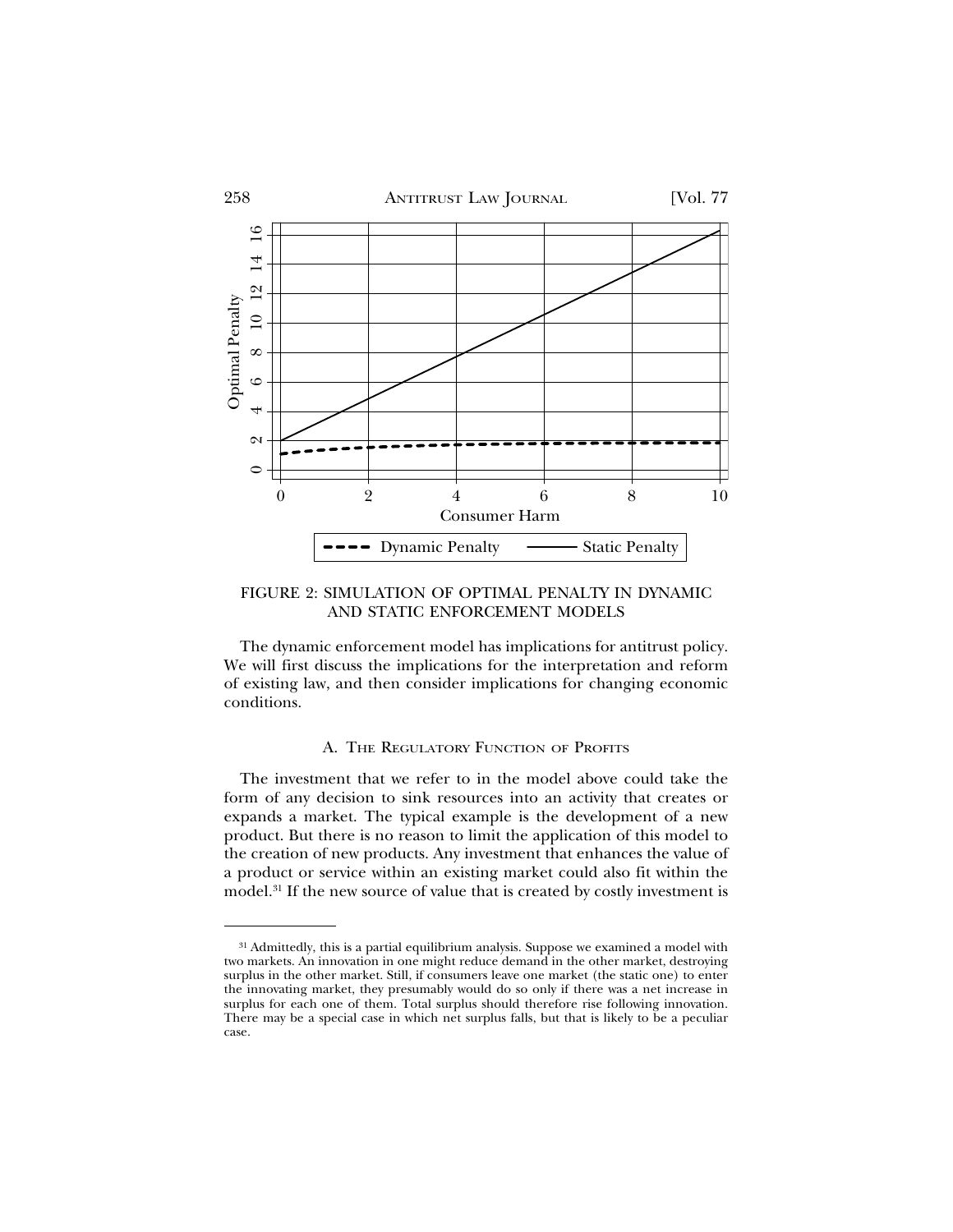FIGURE 2: SIMULATION OF OPTIMAL PENALTY IN DYNAMIC AND STATIC ENFORCEMENT MODELS

The dynamic enforcement model has implications for antitrust policy. We will first discuss the implications for the interpretation and reform of existing law, and then consider implications for changing economic conditions.

## A. The Regulatory Function of Profits

The investment that we refer to in the model above could take the form of any decision to sink resources into an activity that creates or expands a market. The typical example is the development of a new product. But there is no reason to limit the application of this model to the creation of new products. Any investment that enhances the value of a product or service within an existing market could also fit within the model.[31] If the new source of value that is created by costly investment is

---

[31] Admittedly, this is a partial equilibrium analysis. Suppose we examined a model with two markets. An innovation in one might reduce demand in the other market, destroying surplus in the other market. Still, if consumers leave one market (the static one) to enter the innovating market, they presumably would do so only if there was a net increase in surplus for each one of them. Total surplus should therefore rise following innovation. There may be a special case in which net surplus falls, but that is likely to be a peculiar case.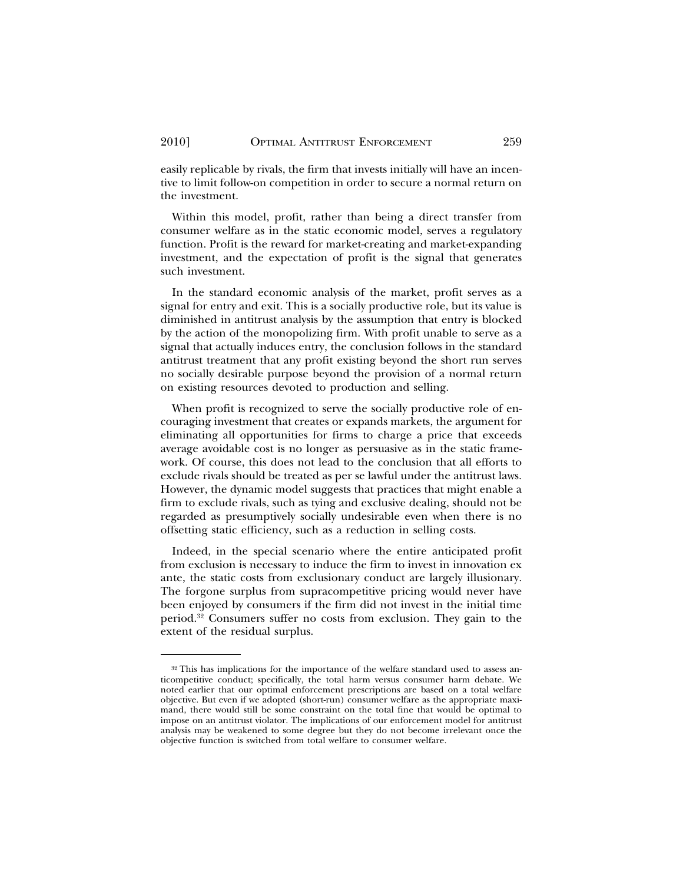easily replicable by rivals, the firm that invests initially will have an incentive to limit follow-on competition in order to secure a normal return on the investment.

Within this model, profit, rather than being a direct transfer from consumer welfare as in the static economic model, serves a regulatory function. Profit is the reward for market-creating and market-expanding investment, and the expectation of profit is the signal that generates such investment.

In the standard economic analysis of the market, profit serves as a signal for entry and exit. This is a socially productive role, but its value is diminished in antitrust analysis by the assumption that entry is blocked by the action of the monopolizing firm. With profit unable to serve as a signal that actually induces entry, the conclusion follows in the standard antitrust treatment that any profit existing beyond the short run serves no socially desirable purpose beyond the provision of a normal return on existing resources devoted to production and selling.

When profit is recognized to serve the socially productive role of encouraging investment that creates or expands markets, the argument for eliminating all opportunities for firms to charge a price that exceeds average avoidable cost is no longer as persuasive as in the static framework. Of course, this does not lead to the conclusion that all efforts to exclude rivals should be treated as per se lawful under the antitrust laws. However, the dynamic model suggests that practices that might enable a firm to exclude rivals, such as tying and exclusive dealing, should not be regarded as presumptively socially undesirable even when there is no offsetting static efficiency, such as a reduction in selling costs.

Indeed, in the special scenario where the entire anticipated profit from exclusion is necessary to induce the firm to invest in innovation ex ante, the static costs from exclusionary conduct are largely illusionary. The forgone surplus from supracompetitive pricing would never have been enjoyed by consumers if the firm did not invest in the initial time period.[32] Consumers suffer no costs from exclusion. They gain to the extent of the residual surplus.

---

[32] This has implications for the importance of the welfare standard used to assess anticompetitive conduct; specifically, the total harm versus consumer harm debate. We noted earlier that our optimal enforcement prescriptions are based on a total welfare objective. But even if we adopted (short-run) consumer welfare as the appropriate maximand, there would still be some constraint on the total fine that would be optimal to impose on an antitrust violator. The implications of our enforcement model for antitrust analysis may be weakened to some degree but they do not become irrelevant once the objective function is switched from total welfare to consumer welfare.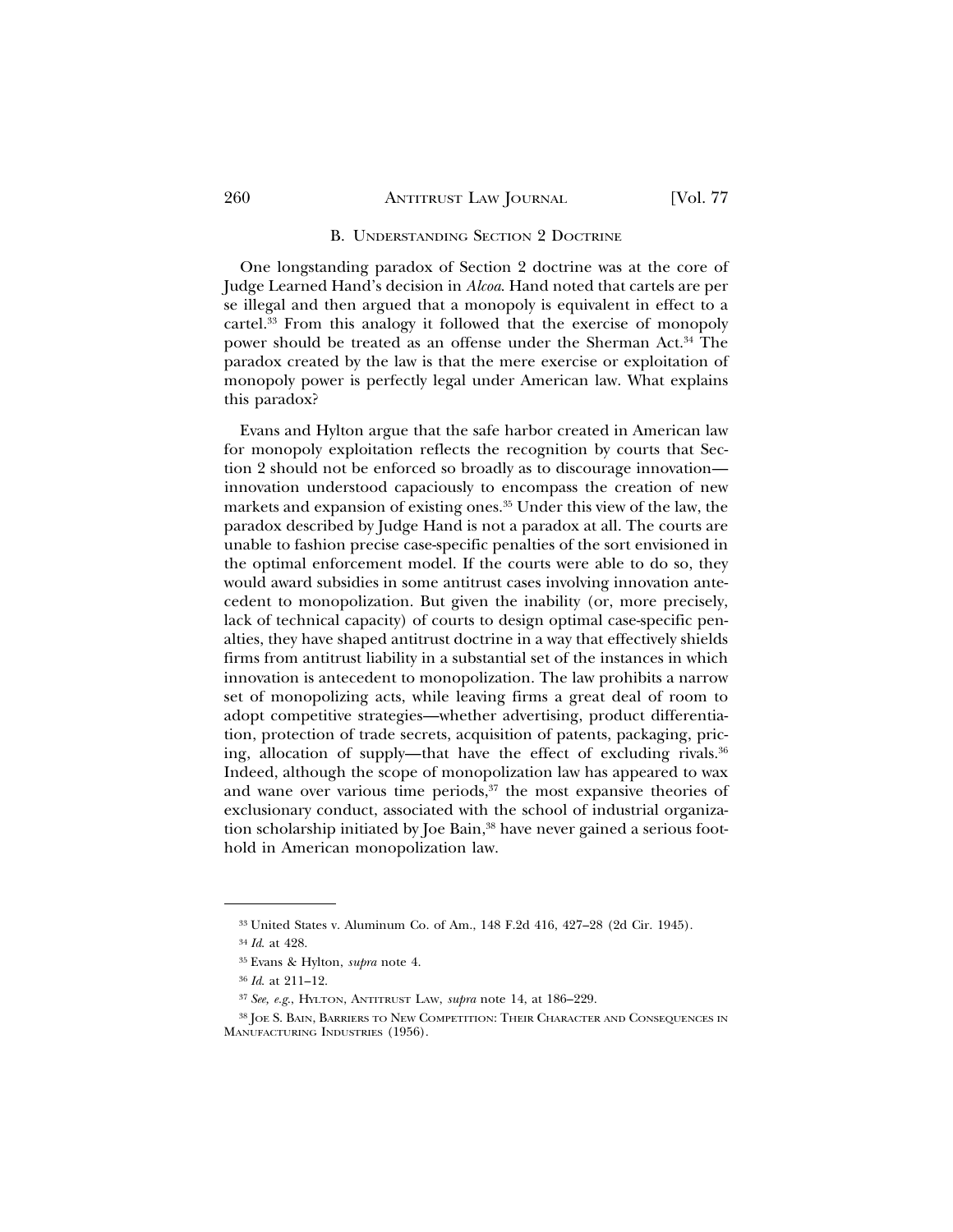### B. Understanding Section 2 Doctrine

One longstanding paradox of Section 2 doctrine was at the core of Judge Learned Hand's decision in *Alcoa*. Hand noted that cartels are per se illegal and then argued that a monopoly is equivalent in effect to a cartel.[33] From this analogy it followed that the exercise of monopoly power should be treated as an offense under the Sherman Act.[34] The paradox created by the law is that the mere exercise or exploitation of monopoly power is perfectly legal under American law. What explains this paradox?

Evans and Hylton argue that the safe harbor created in American law for monopoly exploitation reflects the recognition by courts that Section 2 should not be enforced so broadly as to discourage innovation—innovation understood capaciously to encompass the creation of new markets and expansion of existing ones.[35] Under this view of the law, the paradox described by Judge Hand is not a paradox at all. The courts are unable to fashion precise case-specific penalties of the sort envisioned in the optimal enforcement model. If the courts were able to do so, they would award subsidies in some antitrust cases involving innovation antecedent to monopolization. But given the inability (or, more precisely, lack of technical capacity) of courts to design optimal case-specific penalties, they have shaped antitrust doctrine in a way that effectively shields firms from antitrust liability in a substantial set of the instances in which innovation is antecedent to monopolization. The law prohibits a narrow set of monopolizing acts, while leaving firms a great deal of room to adopt competitive strategies—whether advertising, product differentiation, protection of trade secrets, acquisition of patents, packaging, pricing, allocation of supply—that have the effect of excluding rivals.[36] Indeed, although the scope of monopolization law has appeared to wax and wane over various time periods,[37] the most expansive theories of exclusionary conduct, associated with the school of industrial organization scholarship initiated by Joe Bain,[38] have never gained a serious foothold in American monopolization law.

---

[33] United States v. Aluminum Co. of Am., 148 F.2d 416, 427–28 (2d Cir. 1945).

[34] *Id.* at 428.

[35] Evans & Hylton, *supra* note 4.

[36] *Id.* at 211–12.

[37] *See, e.g.*, Hylton, Antitrust Law, *supra* note 14, at 186–229.

[38] Joe S. Bain, Barriers to New Competition: Their Character and Consequences in Manufacturing Industries (1956).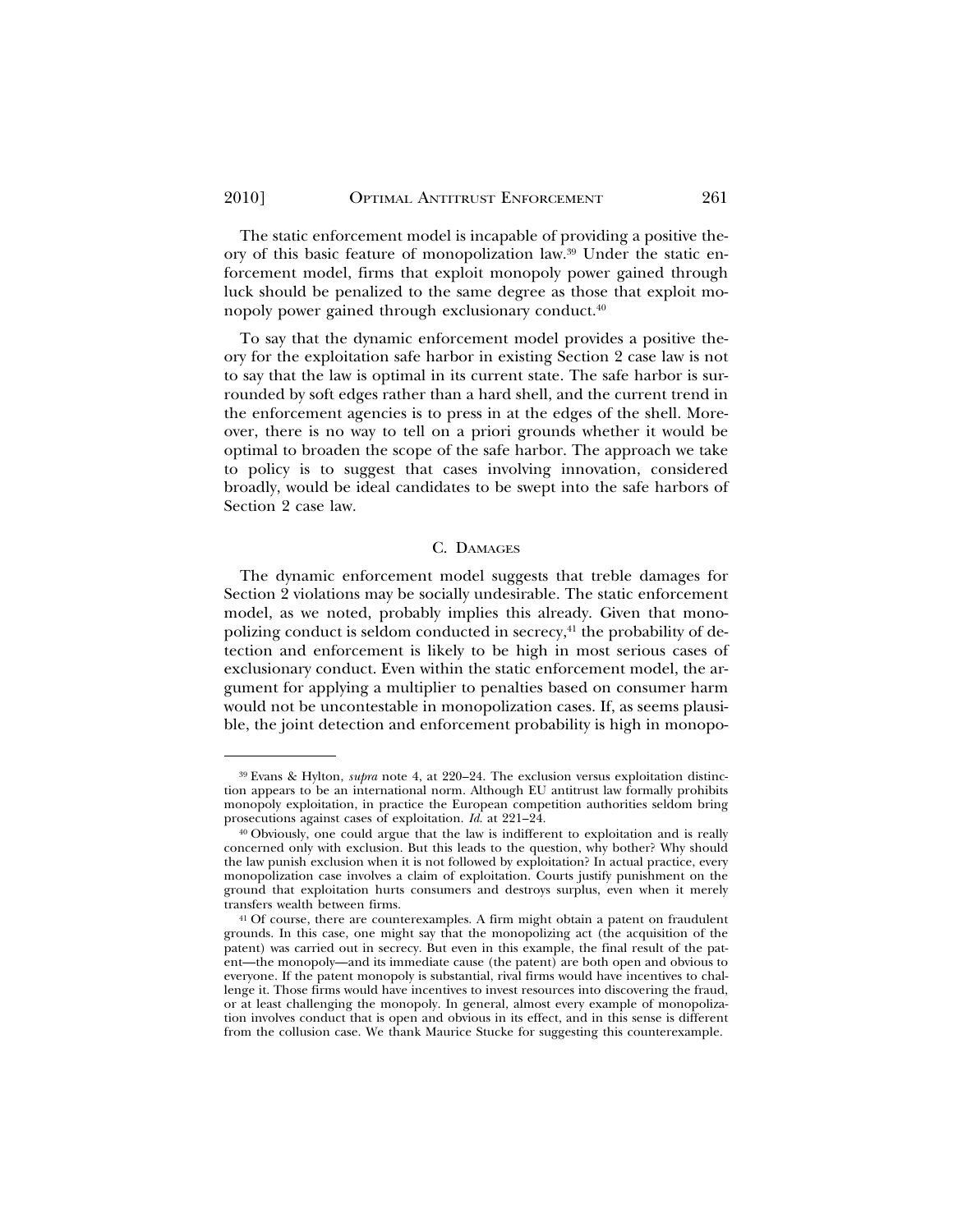The static enforcement model is incapable of providing a positive theory of this basic feature of monopolization law.[39] Under the static enforcement model, firms that exploit monopoly power gained through luck should be penalized to the same degree as those that exploit monopoly power gained through exclusionary conduct.[40]

To say that the dynamic enforcement model provides a positive theory for the exploitation safe harbor in existing Section 2 case law is not to say that the law is optimal in its current state. The safe harbor is surrounded by soft edges rather than a hard shell, and the current trend in the enforcement agencies is to press in at the edges of the shell. Moreover, there is no way to tell on a priori grounds whether it would be optimal to broaden the scope of the safe harbor. The approach we take to policy is to suggest that cases involving innovation, considered broadly, would be ideal candidates to be swept into the safe harbors of Section 2 case law.

### C. Damages

The dynamic enforcement model suggests that treble damages for Section 2 violations may be socially undesirable. The static enforcement model, as we noted, probably implies this already. Given that monopolizing conduct is seldom conducted in secrecy,[41] the probability of detection and enforcement is likely to be high in most serious cases of exclusionary conduct. Even within the static enforcement model, the argument for applying a multiplier to penalties based on consumer harm would not be uncontestable in monopolization cases. If, as seems plausible, the joint detection and enforcement probability is high in monopo-

---

[39] Evans & Hylton, *supra* note 4, at 220–24. The exclusion versus exploitation distinction appears to be an international norm. Although EU antitrust law formally prohibits monopoly exploitation, in practice the European competition authorities seldom bring prosecutions against cases of exploitation. *Id.* at 221–24.

[40] Obviously, one could argue that the law is indifferent to exploitation and is really concerned only with exclusion. But this leads to the question, why bother? Why should the law punish exclusion when it is not followed by exploitation? In actual practice, every monopolization case involves a claim of exploitation. Courts justify punishment on the ground that exploitation hurts consumers and destroys surplus, even when it merely transfers wealth between firms.

[41] Of course, there are counterexamples. A firm might obtain a patent on fraudulent grounds. In this case, one might say that the monopolizing act (the acquisition of the patent) was carried out in secrecy. But even in this example, the final result of the patent—the monopoly—and its immediate cause (the patent) are both open and obvious to everyone. If the patent monopoly is substantial, rival firms would have incentives to challenge it. Those firms would have incentives to invest resources into discovering the fraud, or at least challenging the monopoly. In general, almost every example of monopolization involves conduct that is open and obvious in its effect, and in this sense is different from the collusion case. We thank Maurice Stucke for suggesting this counterexample.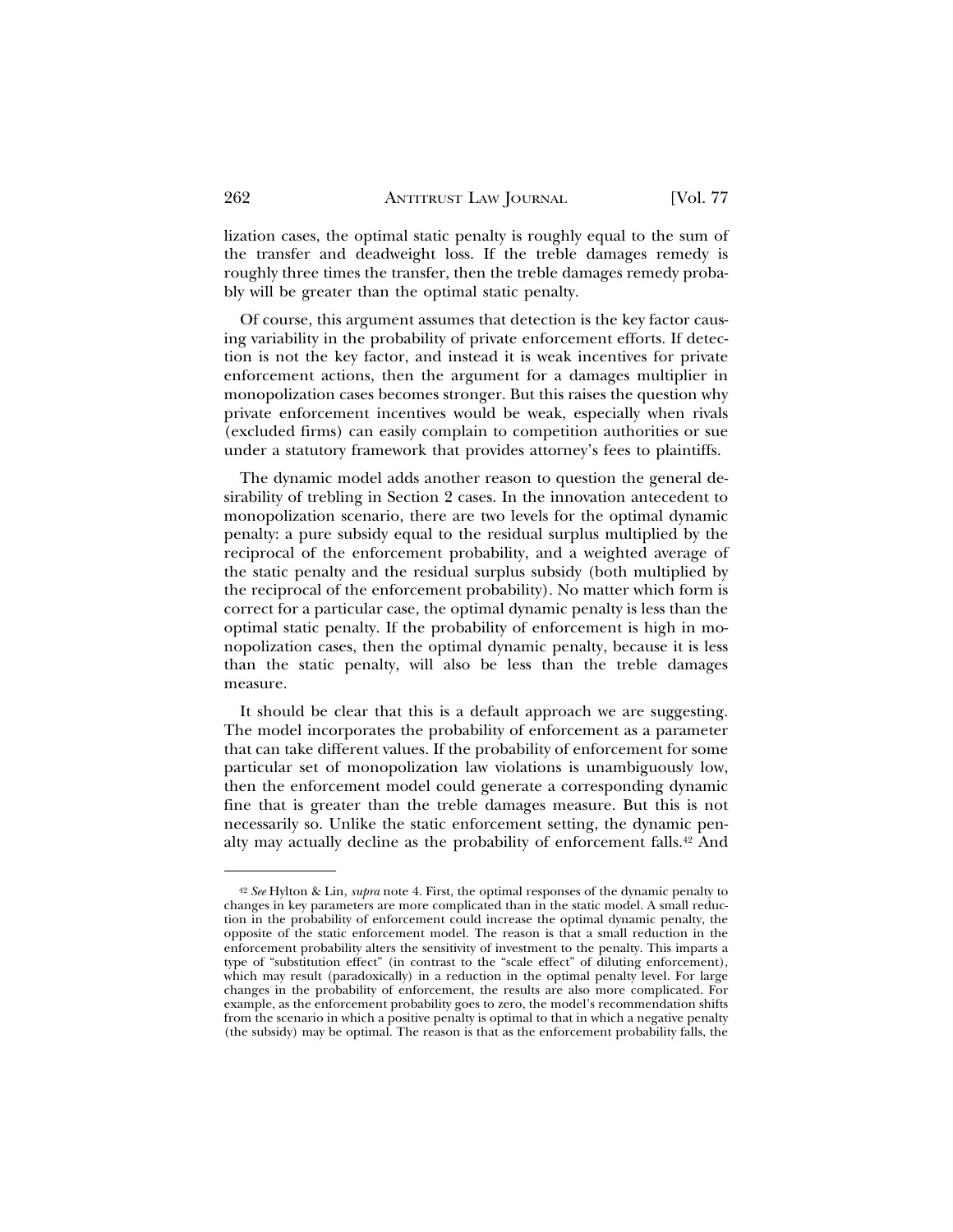lization cases, the optimal static penalty is roughly equal to the sum of the transfer and deadweight loss. If the treble damages remedy is roughly three times the transfer, then the treble damages remedy probably will be greater than the optimal static penalty.

Of course, this argument assumes that detection is the key factor causing variability in the probability of private enforcement efforts. If detection is not the key factor, and instead it is weak incentives for private enforcement actions, then the argument for a damages multiplier in monopolization cases becomes stronger. But this raises the question why private enforcement incentives would be weak, especially when rivals (excluded firms) can easily complain to competition authorities or sue under a statutory framework that provides attorney's fees to plaintiffs.

The dynamic model adds another reason to question the general desirability of trebling in Section 2 cases. In the innovation antecedent to monopolization scenario, there are two levels for the optimal dynamic penalty: a pure subsidy equal to the residual surplus multiplied by the reciprocal of the enforcement probability, and a weighted average of the static penalty and the residual surplus subsidy (both multiplied by the reciprocal of the enforcement probability). No matter which form is correct for a particular case, the optimal dynamic penalty is less than the optimal static penalty. If the probability of enforcement is high in monopolization cases, then the optimal dynamic penalty, because it is less than the static penalty, will also be less than the treble damages measure.

It should be clear that this is a default approach we are suggesting. The model incorporates the probability of enforcement as a parameter that can take different values. If the probability of enforcement for some particular set of monopolization law violations is unambiguously low, then the enforcement model could generate a corresponding dynamic fine that is greater than the treble damages measure. But this is not necessarily so. Unlike the static enforcement setting, the dynamic penalty may actually decline as the probability of enforcement falls.[42] And

---

[42] *See* Hylton & Lin, *supra* note 4. First, the optimal responses of the dynamic penalty to changes in key parameters are more complicated than in the static model. A small reduction in the probability of enforcement could increase the optimal dynamic penalty, the opposite of the static enforcement model. The reason is that a small reduction in the enforcement probability alters the sensitivity of investment to the penalty. This imparts a type of "substitution effect" (in contrast to the "scale effect" of diluting enforcement), which may result (paradoxically) in a reduction in the optimal penalty level. For large changes in the probability of enforcement, the results are also more complicated. For example, as the enforcement probability goes to zero, the model's recommendation shifts from the scenario in which a positive penalty is optimal to that in which a negative penalty (the subsidy) may be optimal. The reason is that as the enforcement probability falls, the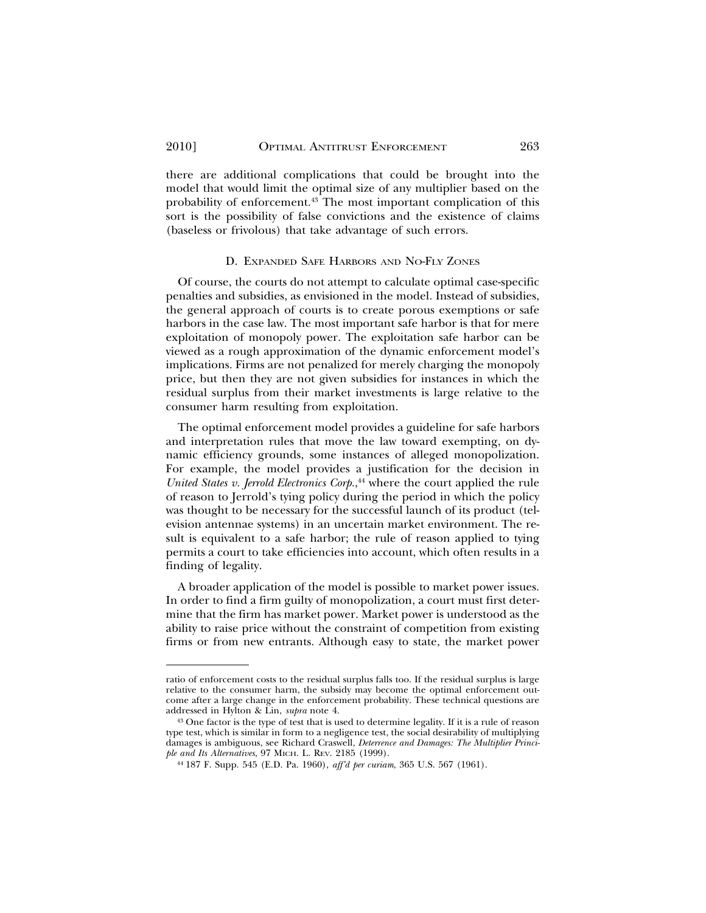there are additional complications that could be brought into the model that would limit the optimal size of any multiplier based on the probability of enforcement.[43] The most important complication of this sort is the possibility of false convictions and the existence of claims (baseless or frivolous) that take advantage of such errors.

### D. Expanded Safe Harbors and No-Fly Zones

Of course, the courts do not attempt to calculate optimal case-specific penalties and subsidies, as envisioned in the model. Instead of subsidies, the general approach of courts is to create porous exemptions or safe harbors in the case law. The most important safe harbor is that for mere exploitation of monopoly power. The exploitation safe harbor can be viewed as a rough approximation of the dynamic enforcement model's implications. Firms are not penalized for merely charging the monopoly price, but then they are not given subsidies for instances in which the residual surplus from their market investments is large relative to the consumer harm resulting from exploitation.

The optimal enforcement model provides a guideline for safe harbors and interpretation rules that move the law toward exempting, on dynamic efficiency grounds, some instances of alleged monopolization. For example, the model provides a justification for the decision in *United States v. Jerrold Electronics Corp.*,[44] where the court applied the rule of reason to Jerrold's tying policy during the period in which the policy was thought to be necessary for the successful launch of its product (television antennae systems) in an uncertain market environment. The result is equivalent to a safe harbor; the rule of reason applied to tying permits a court to take efficiencies into account, which often results in a finding of legality.

A broader application of the model is possible to market power issues. In order to find a firm guilty of monopolization, a court must first determine that the firm has market power. Market power is understood as the ability to raise price without the constraint of competition from existing firms or from new entrants. Although easy to state, the market power

---

ratio of enforcement costs to the residual surplus falls too. If the residual surplus is large relative to the consumer harm, the subsidy may become the optimal enforcement outcome after a large change in the enforcement probability. These technical questions are addressed in Hylton & Lin, *supra* note 4.

[43] One factor is the type of test that is used to determine legality. If it is a rule of reason type test, which is similar in form to a negligence test, the social desirability of multiplying damages is ambiguous, see Richard Craswell, *Deterrence and Damages: The Multiplier Principle and Its Alternatives*, 97 Mich. L. Rev. 2185 (1999).

[44] 187 F. Supp. 545 (E.D. Pa. 1960), *aff'd per curiam*, 365 U.S. 567 (1961).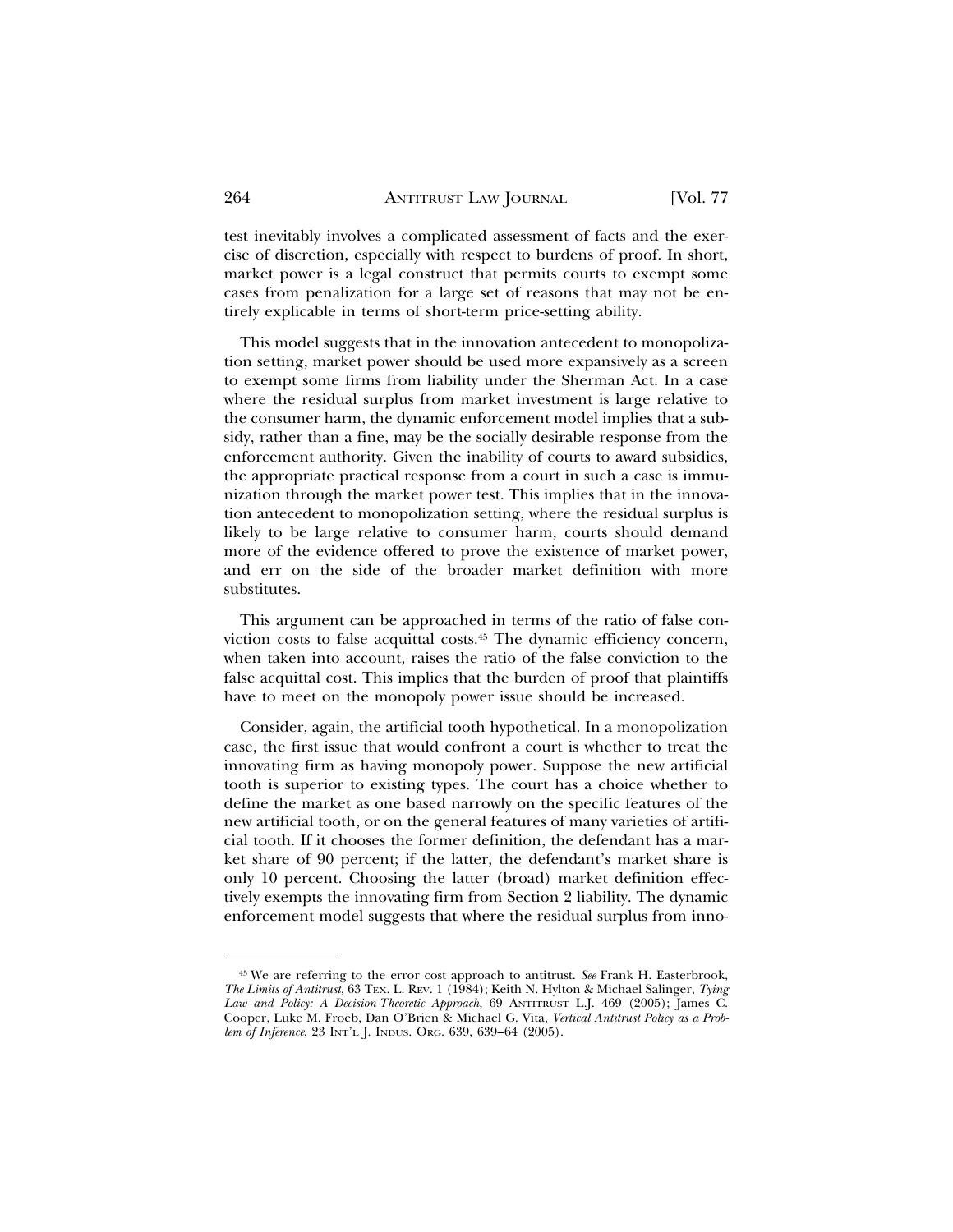test inevitably involves a complicated assessment of facts and the exercise of discretion, especially with respect to burdens of proof. In short, market power is a legal construct that permits courts to exempt some cases from penalization for a large set of reasons that may not be entirely explicable in terms of short-term price-setting ability.

This model suggests that in the innovation antecedent to monopolization setting, market power should be used more expansively as a screen to exempt some firms from liability under the Sherman Act. In a case where the residual surplus from market investment is large relative to the consumer harm, the dynamic enforcement model implies that a subsidy, rather than a fine, may be the socially desirable response from the enforcement authority. Given the inability of courts to award subsidies, the appropriate practical response from a court in such a case is immunization through the market power test. This implies that in the innovation antecedent to monopolization setting, where the residual surplus is likely to be large relative to consumer harm, courts should demand more of the evidence offered to prove the existence of market power, and err on the side of the broader market definition with more substitutes.

This argument can be approached in terms of the ratio of false conviction costs to false acquittal costs.[45] The dynamic efficiency concern, when taken into account, raises the ratio of the false conviction to the false acquittal cost. This implies that the burden of proof that plaintiffs have to meet on the monopoly power issue should be increased.

Consider, again, the artificial tooth hypothetical. In a monopolization case, the first issue that would confront a court is whether to treat the innovating firm as having monopoly power. Suppose the new artificial tooth is superior to existing types. The court has a choice whether to define the market as one based narrowly on the specific features of the new artificial tooth, or on the general features of many varieties of artificial tooth. If it chooses the former definition, the defendant has a market share of 90 percent; if the latter, the defendant's market share is only 10 percent. Choosing the latter (broad) market definition effectively exempts the innovating firm from Section 2 liability. The dynamic enforcement model suggests that where the residual surplus from inno-

---

[45] We are referring to the error cost approach to antitrust. *See* Frank H. Easterbrook, *The Limits of Antitrust*, 63 TEX. L. REV. 1 (1984); Keith N. Hylton & Michael Salinger, *Tying Law and Policy: A Decision-Theoretic Approach*, 69 ANTITRUST L.J. 469 (2005); James C. Cooper, Luke M. Froeb, Dan O'Brien & Michael G. Vita, *Vertical Antitrust Policy as a Problem of Inference*, 23 INT'L J. INDUS. ORG. 639, 639–64 (2005).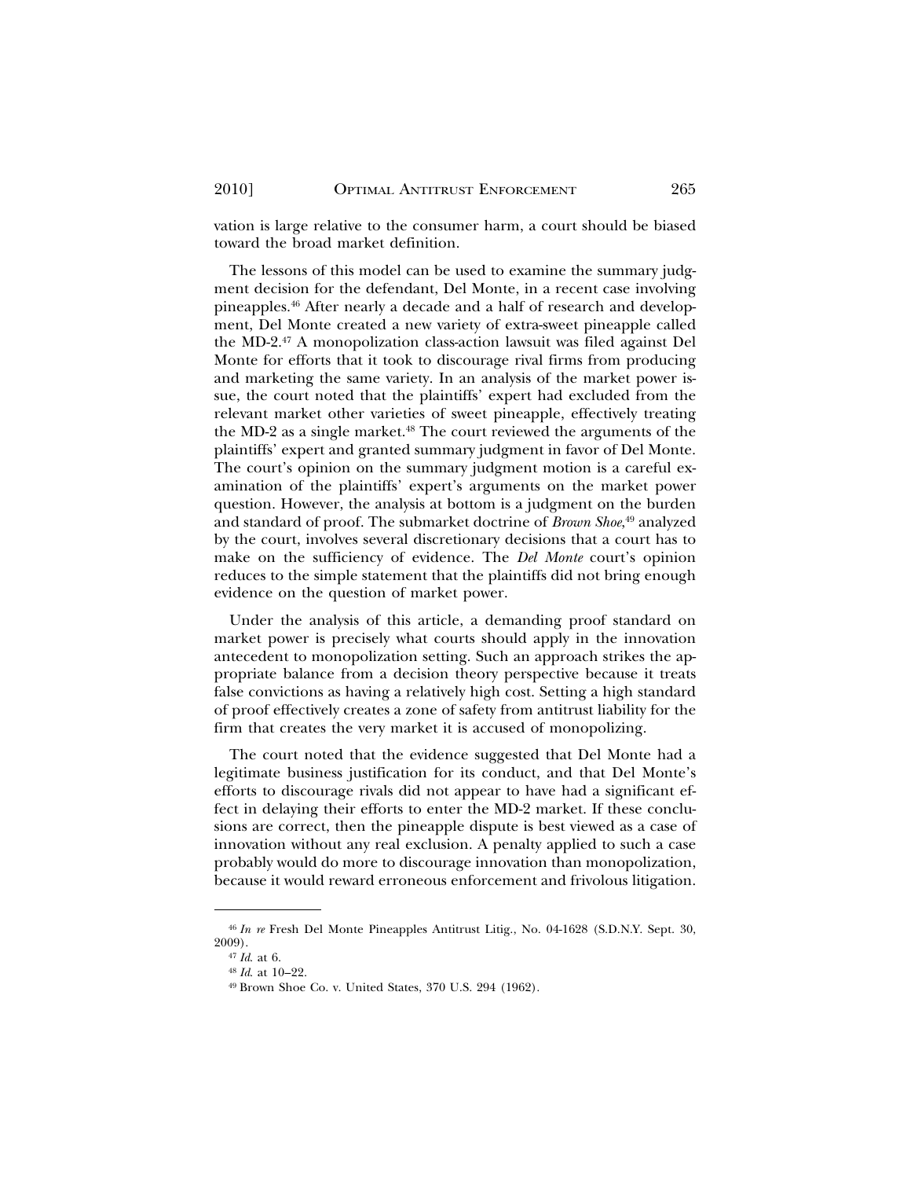vation is large relative to the consumer harm, a court should be biased toward the broad market definition.

The lessons of this model can be used to examine the summary judgment decision for the defendant, Del Monte, in a recent case involving pineapples.[46] After nearly a decade and a half of research and development, Del Monte created a new variety of extra-sweet pineapple called the MD-2.[47] A monopolization class-action lawsuit was filed against Del Monte for efforts that it took to discourage rival firms from producing and marketing the same variety. In an analysis of the market power issue, the court noted that the plaintiffs' expert had excluded from the relevant market other varieties of sweet pineapple, effectively treating the MD-2 as a single market.[48] The court reviewed the arguments of the plaintiffs' expert and granted summary judgment in favor of Del Monte. The court's opinion on the summary judgment motion is a careful examination of the plaintiffs' expert's arguments on the market power question. However, the analysis at bottom is a judgment on the burden and standard of proof. The submarket doctrine of *Brown Shoe*,[49] analyzed by the court, involves several discretionary decisions that a court has to make on the sufficiency of evidence. The *Del Monte* court's opinion reduces to the simple statement that the plaintiffs did not bring enough evidence on the question of market power.

Under the analysis of this article, a demanding proof standard on market power is precisely what courts should apply in the innovation antecedent to monopolization setting. Such an approach strikes the appropriate balance from a decision theory perspective because it treats false convictions as having a relatively high cost. Setting a high standard of proof effectively creates a zone of safety from antitrust liability for the firm that creates the very market it is accused of monopolizing.

The court noted that the evidence suggested that Del Monte had a legitimate business justification for its conduct, and that Del Monte's efforts to discourage rivals did not appear to have had a significant effect in delaying their efforts to enter the MD-2 market. If these conclusions are correct, then the pineapple dispute is best viewed as a case of innovation without any real exclusion. A penalty applied to such a case probably would do more to discourage innovation than monopolization, because it would reward erroneous enforcement and frivolous litigation.

---

[46] *In re* Fresh Del Monte Pineapples Antitrust Litig., No. 04-1628 (S.D.N.Y. Sept. 30, 2009).

[47] *Id.* at 6.

[48] *Id.* at 10–22.

[49] Brown Shoe Co. v. United States, 370 U.S. 294 (1962).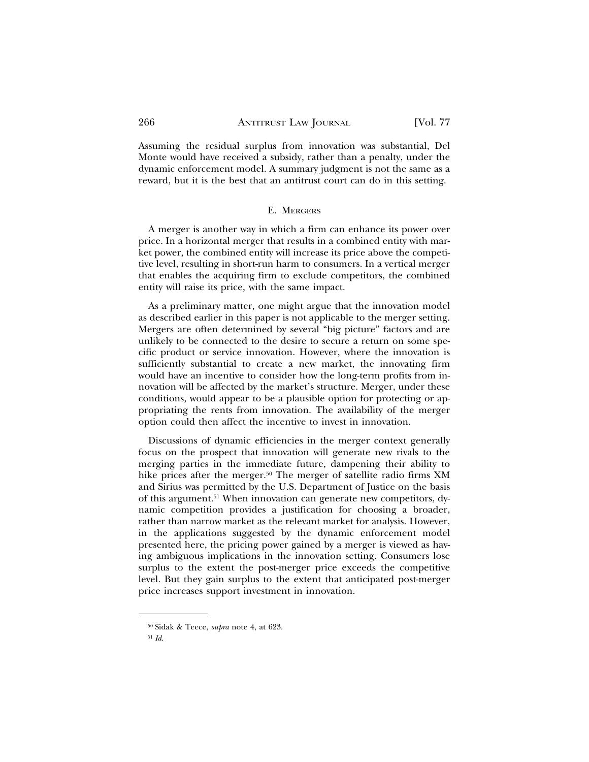Assuming the residual surplus from innovation was substantial, Del Monte would have received a subsidy, rather than a penalty, under the dynamic enforcement model. A summary judgment is not the same as a reward, but it is the best that an antitrust court can do in this setting.

## E. Mergers

A merger is another way in which a firm can enhance its power over price. In a horizontal merger that results in a combined entity with market power, the combined entity will increase its price above the competitive level, resulting in short-run harm to consumers. In a vertical merger that enables the acquiring firm to exclude competitors, the combined entity will raise its price, with the same impact.

As a preliminary matter, one might argue that the innovation model as described earlier in this paper is not applicable to the merger setting. Mergers are often determined by several "big picture" factors and are unlikely to be connected to the desire to secure a return on some specific product or service innovation. However, where the innovation is sufficiently substantial to create a new market, the innovating firm would have an incentive to consider how the long-term profits from innovation will be affected by the market's structure. Merger, under these conditions, would appear to be a plausible option for protecting or appropriating the rents from innovation. The availability of the merger option could then affect the incentive to invest in innovation.

Discussions of dynamic efficiencies in the merger context generally focus on the prospect that innovation will generate new rivals to the merging parties in the immediate future, dampening their ability to hike prices after the merger.[50] The merger of satellite radio firms XM and Sirius was permitted by the U.S. Department of Justice on the basis of this argument.[51] When innovation can generate new competitors, dynamic competition provides a justification for choosing a broader, rather than narrow market as the relevant market for analysis. However, in the applications suggested by the dynamic enforcement model presented here, the pricing power gained by a merger is viewed as having ambiguous implications in the innovation setting. Consumers lose surplus to the extent the post-merger price exceeds the competitive level. But they gain surplus to the extent that anticipated post-merger price increases support investment in innovation.

---

[50] Sidak & Teece, *supra* note 4, at 623.

[51] *Id.*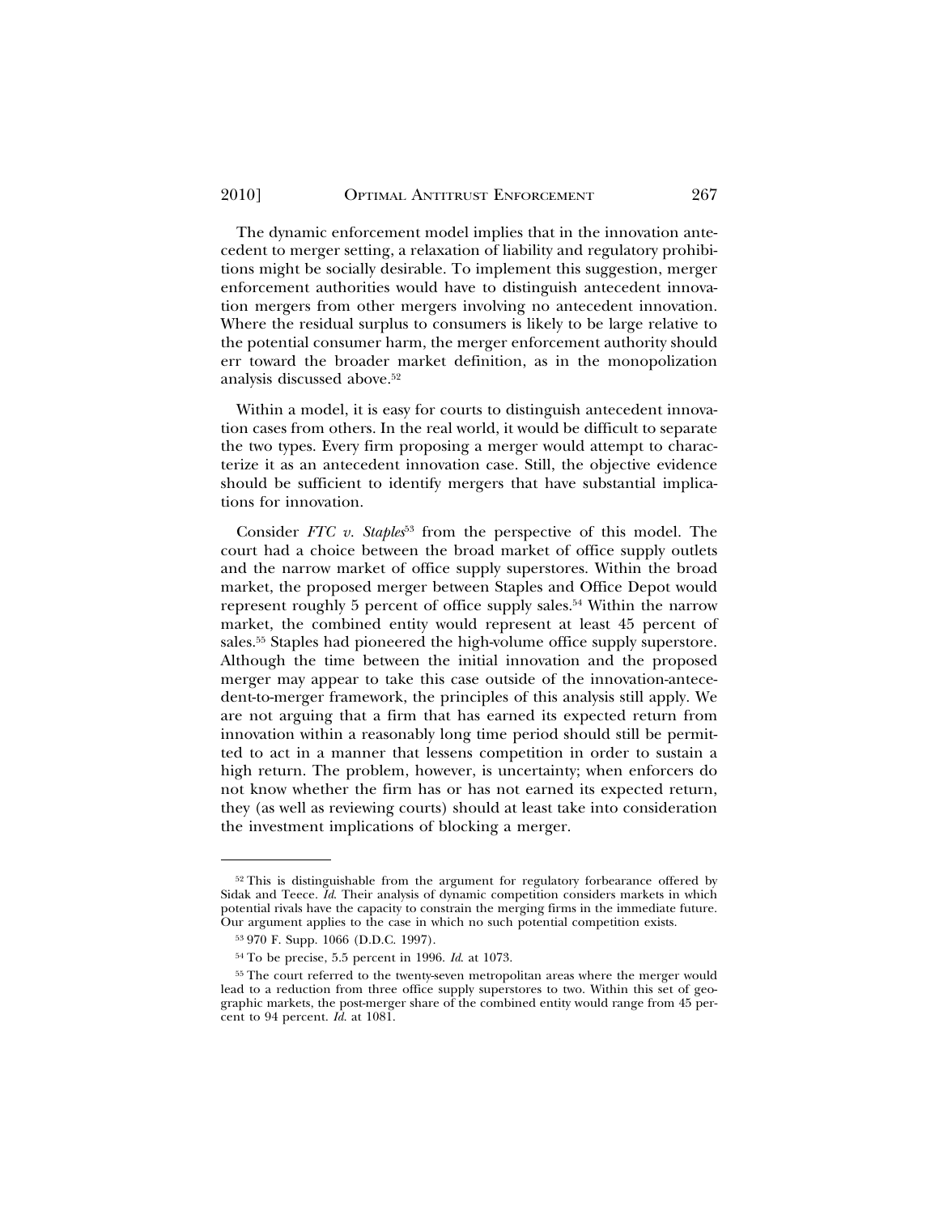The dynamic enforcement model implies that in the innovation antecedent to merger setting, a relaxation of liability and regulatory prohibitions might be socially desirable. To implement this suggestion, merger enforcement authorities would have to distinguish antecedent innovation mergers from other mergers involving no antecedent innovation. Where the residual surplus to consumers is likely to be large relative to the potential consumer harm, the merger enforcement authority should err toward the broader market definition, as in the monopolization analysis discussed above.[52]

Within a model, it is easy for courts to distinguish antecedent innovation cases from others. In the real world, it would be difficult to separate the two types. Every firm proposing a merger would attempt to characterize it as an antecedent innovation case. Still, the objective evidence should be sufficient to identify mergers that have substantial implications for innovation.

Consider *FTC v. Staples*[53] from the perspective of this model. The court had a choice between the broad market of office supply outlets and the narrow market of office supply superstores. Within the broad market, the proposed merger between Staples and Office Depot would represent roughly 5 percent of office supply sales.[54] Within the narrow market, the combined entity would represent at least 45 percent of sales.[55] Staples had pioneered the high-volume office supply superstore. Although the time between the initial innovation and the proposed merger may appear to take this case outside of the innovation-antecedent-to-merger framework, the principles of this analysis still apply. We are not arguing that a firm that has earned its expected return from innovation within a reasonably long time period should still be permitted to act in a manner that lessens competition in order to sustain a high return. The problem, however, is uncertainty; when enforcers do not know whether the firm has or has not earned its expected return, they (as well as reviewing courts) should at least take into consideration the investment implications of blocking a merger.

---

[52] This is distinguishable from the argument for regulatory forbearance offered by Sidak and Teece. *Id.* Their analysis of dynamic competition considers markets in which potential rivals have the capacity to constrain the merging firms in the immediate future. Our argument applies to the case in which no such potential competition exists.

[53] 970 F. Supp. 1066 (D.D.C. 1997).

[54] To be precise, 5.5 percent in 1996. *Id.* at 1073.

[55] The court referred to the twenty-seven metropolitan areas where the merger would lead to a reduction from three office supply superstores to two. Within this set of geographic markets, the post-merger share of the combined entity would range from 45 percent to 94 percent. *Id.* at 1081.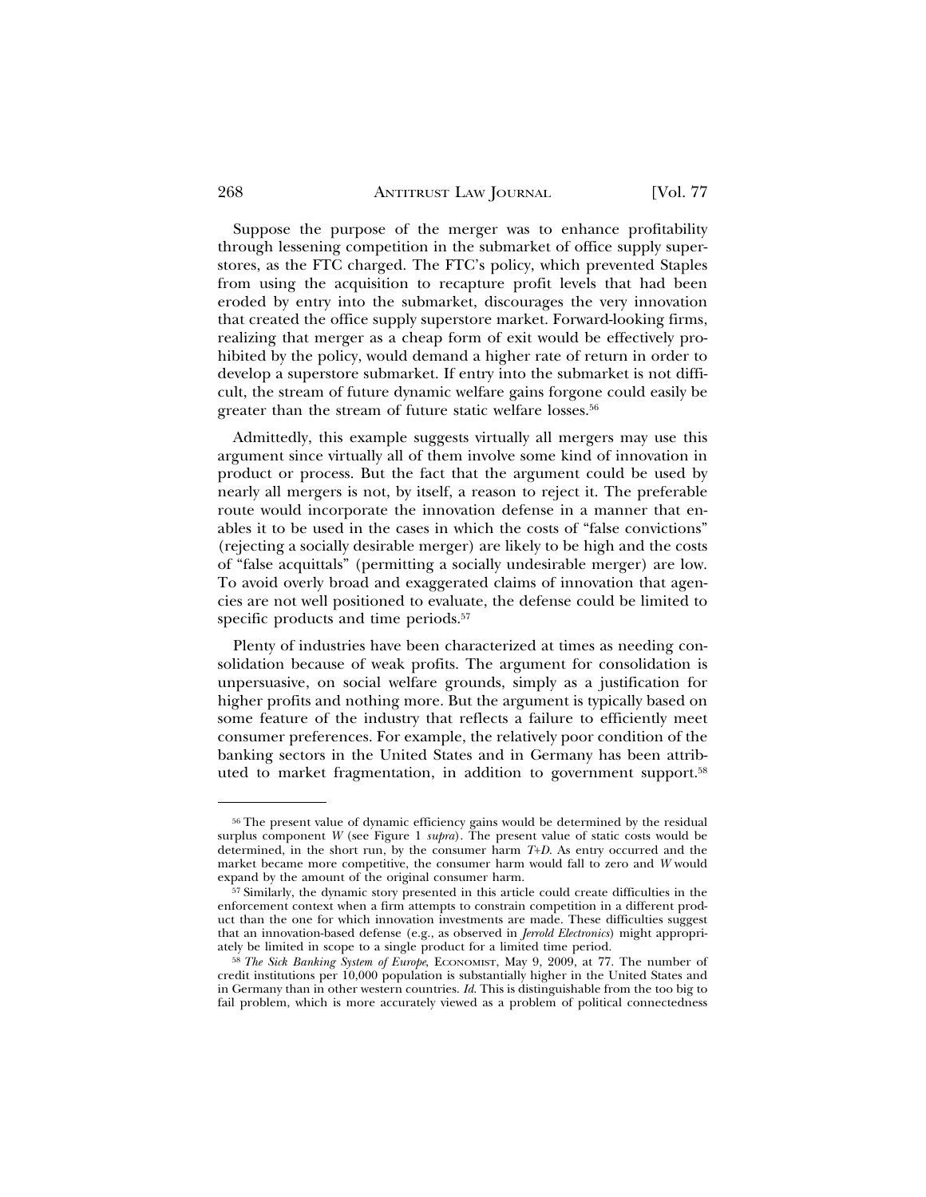Suppose the purpose of the merger was to enhance profitability through lessening competition in the submarket of office supply superstores, as the FTC charged. The FTC's policy, which prevented Staples from using the acquisition to recapture profit levels that had been eroded by entry into the submarket, discourages the very innovation that created the office supply superstore market. Forward-looking firms, realizing that merger as a cheap form of exit would be effectively prohibited by the policy, would demand a higher rate of return in order to develop a superstore submarket. If entry into the submarket is not difficult, the stream of future dynamic welfare gains forgone could easily be greater than the stream of future static welfare losses.[56]

Admittedly, this example suggests virtually all mergers may use this argument since virtually all of them involve some kind of innovation in product or process. But the fact that the argument could be used by nearly all mergers is not, by itself, a reason to reject it. The preferable route would incorporate the innovation defense in a manner that enables it to be used in the cases in which the costs of "false convictions" (rejecting a socially desirable merger) are likely to be high and the costs of "false acquittals" (permitting a socially undesirable merger) are low. To avoid overly broad and exaggerated claims of innovation that agencies are not well positioned to evaluate, the defense could be limited to specific products and time periods.[57]

Plenty of industries have been characterized at times as needing consolidation because of weak profits. The argument for consolidation is unpersuasive, on social welfare grounds, simply as a justification for higher profits and nothing more. But the argument is typically based on some feature of the industry that reflects a failure to efficiently meet consumer preferences. For example, the relatively poor condition of the banking sectors in the United States and in Germany has been attributed to market fragmentation, in addition to government support.[58]

---

[56] The present value of dynamic efficiency gains would be determined by the residual surplus component $W$ (see Figure 1 *supra*). The present value of static costs would be determined, in the short run, by the consumer harm $T+D$. As entry occurred and the market became more competitive, the consumer harm would fall to zero and $W$ would expand by the amount of the original consumer harm.

[57] Similarly, the dynamic story presented in this article could create difficulties in the enforcement context when a firm attempts to constrain competition in a different product than the one for which innovation investments are made. These difficulties suggest that an innovation-based defense (e.g., as observed in *Jerrold Electronics*) might appropriately be limited in scope to a single product for a limited time period.

[58] *The Sick Banking System of Europe*, ECONOMIST, May 9, 2009, at 77. The number of credit institutions per 10,000 population is substantially higher in the United States and in Germany than in other western countries. *Id.* This is distinguishable from the too big to fail problem, which is more accurately viewed as a problem of political connectedness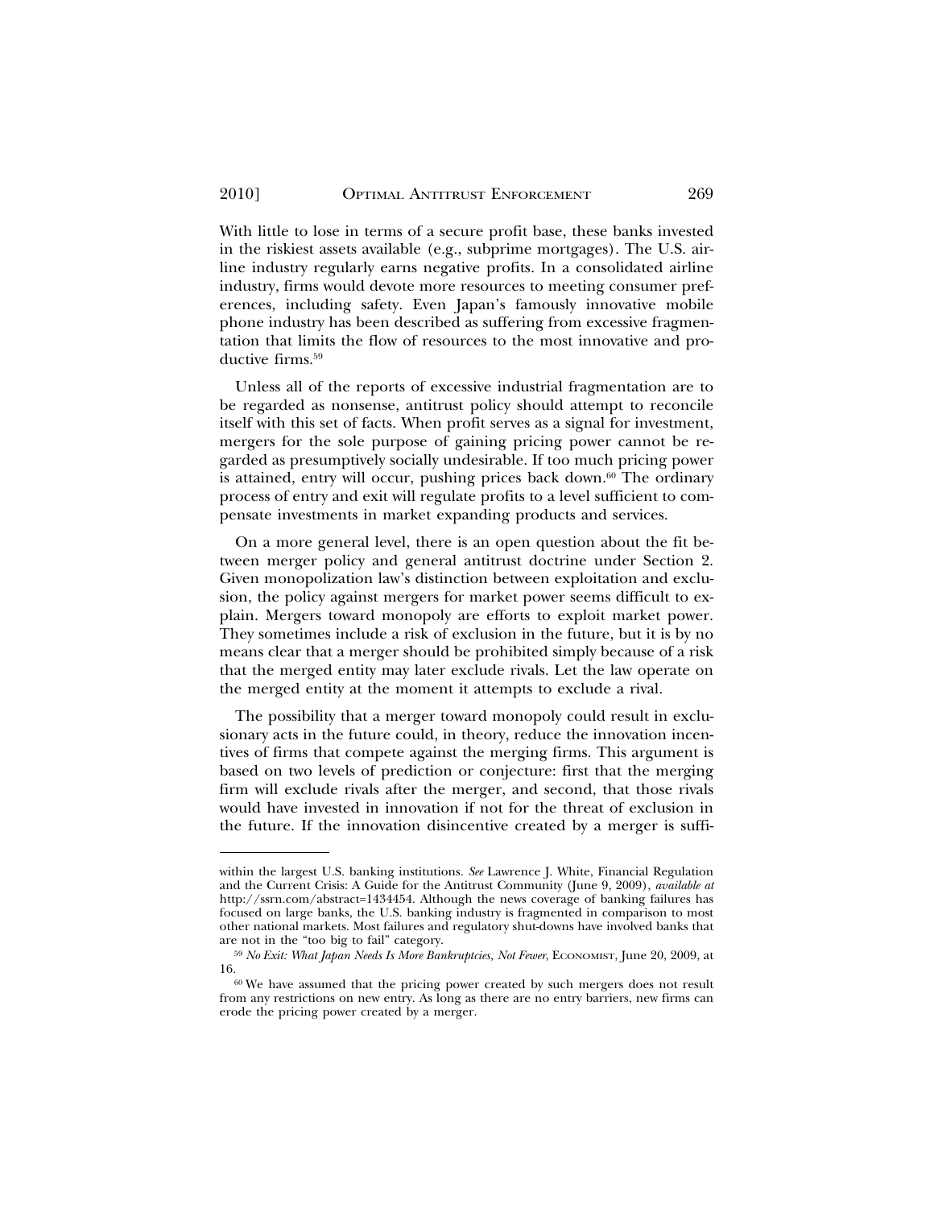With little to lose in terms of a secure profit base, these banks invested in the riskiest assets available (e.g., subprime mortgages). The U.S. airline industry regularly earns negative profits. In a consolidated airline industry, firms would devote more resources to meeting consumer preferences, including safety. Even Japan's famously innovative mobile phone industry has been described as suffering from excessive fragmentation that limits the flow of resources to the most innovative and productive firms.[59]

Unless all of the reports of excessive industrial fragmentation are to be regarded as nonsense, antitrust policy should attempt to reconcile itself with this set of facts. When profit serves as a signal for investment, mergers for the sole purpose of gaining pricing power cannot be regarded as presumptively socially undesirable. If too much pricing power is attained, entry will occur, pushing prices back down.[60] The ordinary process of entry and exit will regulate profits to a level sufficient to compensate investments in market expanding products and services.

On a more general level, there is an open question about the fit between merger policy and general antitrust doctrine under Section 2. Given monopolization law's distinction between exploitation and exclusion, the policy against mergers for market power seems difficult to explain. Mergers toward monopoly are efforts to exploit market power. They sometimes include a risk of exclusion in the future, but it is by no means clear that a merger should be prohibited simply because of a risk that the merged entity may later exclude rivals. Let the law operate on the merged entity at the moment it attempts to exclude a rival.

The possibility that a merger toward monopoly could result in exclusionary acts in the future could, in theory, reduce the innovation incentives of firms that compete against the merging firms. This argument is based on two levels of prediction or conjecture: first that the merging firm will exclude rivals after the merger, and second, that those rivals would have invested in innovation if not for the threat of exclusion in the future. If the innovation disincentive created by a merger is suffi-

---

within the largest U.S. banking institutions. *See* Lawrence J. White, Financial Regulation and the Current Crisis: A Guide for the Antitrust Community (June 9, 2009), *available at* http://ssrn.com/abstract=1434454. Although the news coverage of banking failures has focused on large banks, the U.S. banking industry is fragmented in comparison to most other national markets. Most failures and regulatory shut-downs have involved banks that are not in the "too big to fail" category.

[59] *No Exit: What Japan Needs Is More Bankruptcies, Not Fewer*, ECONOMIST, June 20, 2009, at 16.

[60] We have assumed that the pricing power created by such mergers does not result from any restrictions on new entry. As long as there are no entry barriers, new firms can erode the pricing power created by a merger.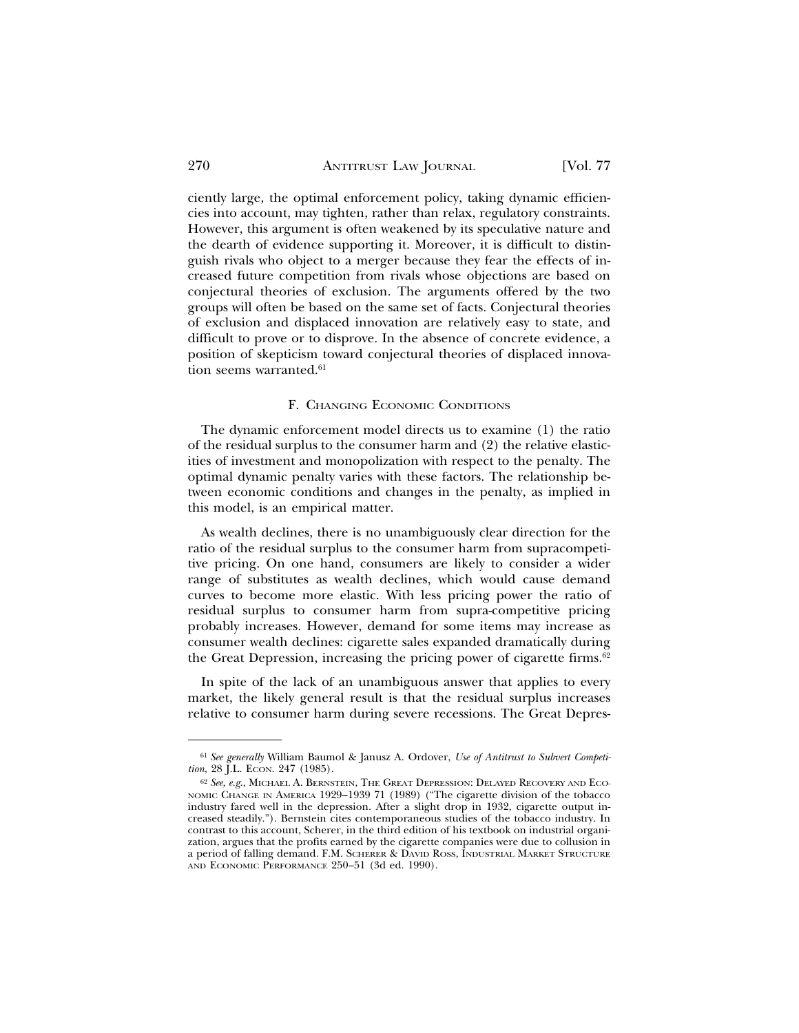ciently large, the optimal enforcement policy, taking dynamic efficiencies into account, may tighten, rather than relax, regulatory constraints. However, this argument is often weakened by its speculative nature and the dearth of evidence supporting it. Moreover, it is difficult to distinguish rivals who object to a merger because they fear the effects of increased future competition from rivals whose objections are based on conjectural theories of exclusion. The arguments offered by the two groups will often be based on the same set of facts. Conjectural theories of exclusion and displaced innovation are relatively easy to state, and difficult to prove or to disprove. In the absence of concrete evidence, a position of skepticism toward conjectural theories of displaced innovation seems warranted.[61]

### F. Changing Economic Conditions

The dynamic enforcement model directs us to examine (1) the ratio of the residual surplus to the consumer harm and (2) the relative elasticities of investment and monopolization with respect to the penalty. The optimal dynamic penalty varies with these factors. The relationship between economic conditions and changes in the penalty, as implied in this model, is an empirical matter.

As wealth declines, there is no unambiguously clear direction for the ratio of the residual surplus to the consumer harm from supracompetitive pricing. On one hand, consumers are likely to consider a wider range of substitutes as wealth declines, which would cause demand curves to become more elastic. With less pricing power the ratio of residual surplus to consumer harm from supra-competitive pricing probably increases. However, demand for some items may increase as consumer wealth declines: cigarette sales expanded dramatically during the Great Depression, increasing the pricing power of cigarette firms.[62]

In spite of the lack of an unambiguous answer that applies to every market, the likely general result is that the residual surplus increases relative to consumer harm during severe recessions. The Great Depres-

---

[61] *See generally* William Baumol & Janusz A. Ordover, *Use of Antitrust to Subvert Competition*, 28 J.L. Econ. 247 (1985).

[62] *See, e.g.*, Michael A. Bernstein, The Great Depression: Delayed Recovery and Economic Change in America 1929–1939 71 (1989) ("The cigarette division of the tobacco industry fared well in the depression. After a slight drop in 1932, cigarette output increased steadily."). Bernstein cites contemporaneous studies of the tobacco industry. In contrast to this account, Scherer, in the third edition of his textbook on industrial organization, argues that the profits earned by the cigarette companies were due to collusion in a period of falling demand. F.M. Scherer & David Ross, Industrial Market Structure and Economic Performance 250–51 (3d ed. 1990).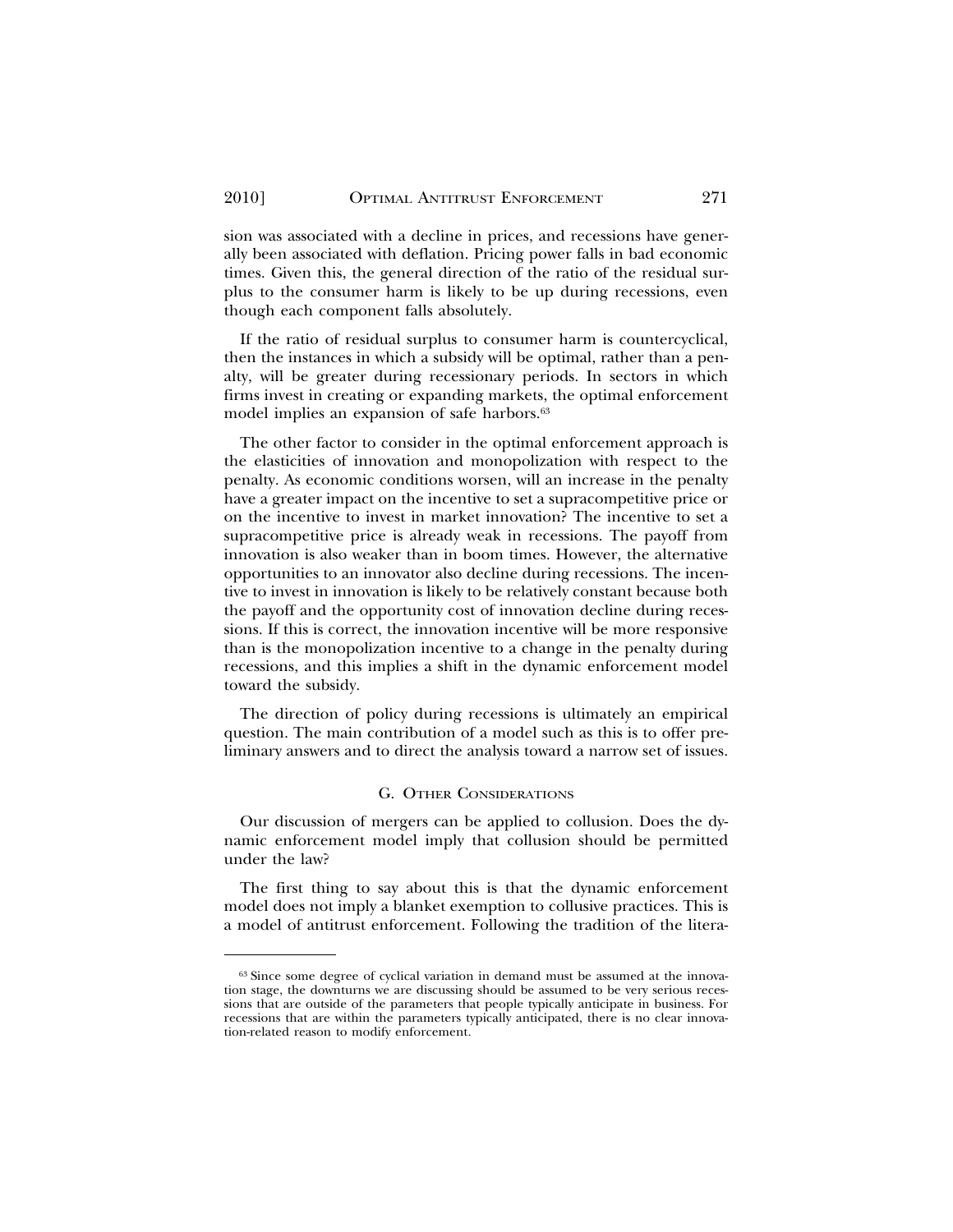sion was associated with a decline in prices, and recessions have generally been associated with deflation. Pricing power falls in bad economic times. Given this, the general direction of the ratio of the residual surplus to the consumer harm is likely to be up during recessions, even though each component falls absolutely.

If the ratio of residual surplus to consumer harm is countercyclical, then the instances in which a subsidy will be optimal, rather than a penalty, will be greater during recessionary periods. In sectors in which firms invest in creating or expanding markets, the optimal enforcement model implies an expansion of safe harbors.[63]

The other factor to consider in the optimal enforcement approach is the elasticities of innovation and monopolization with respect to the penalty. As economic conditions worsen, will an increase in the penalty have a greater impact on the incentive to set a supracompetitive price or on the incentive to invest in market innovation? The incentive to set a supracompetitive price is already weak in recessions. The payoff from innovation is also weaker than in boom times. However, the alternative opportunities to an innovator also decline during recessions. The incentive to invest in innovation is likely to be relatively constant because both the payoff and the opportunity cost of innovation decline during recessions. If this is correct, the innovation incentive will be more responsive than is the monopolization incentive to a change in the penalty during recessions, and this implies a shift in the dynamic enforcement model toward the subsidy.

The direction of policy during recessions is ultimately an empirical question. The main contribution of a model such as this is to offer preliminary answers and to direct the analysis toward a narrow set of issues.

### G. Other Considerations

Our discussion of mergers can be applied to collusion. Does the dynamic enforcement model imply that collusion should be permitted under the law?

The first thing to say about this is that the dynamic enforcement model does not imply a blanket exemption to collusive practices. This is a model of antitrust enforcement. Following the tradition of the litera-

---

[63] Since some degree of cyclical variation in demand must be assumed at the innovation stage, the downturns we are discussing should be assumed to be very serious recessions that are outside of the parameters that people typically anticipate in business. For recessions that are within the parameters typically anticipated, there is no clear innovation-related reason to modify enforcement.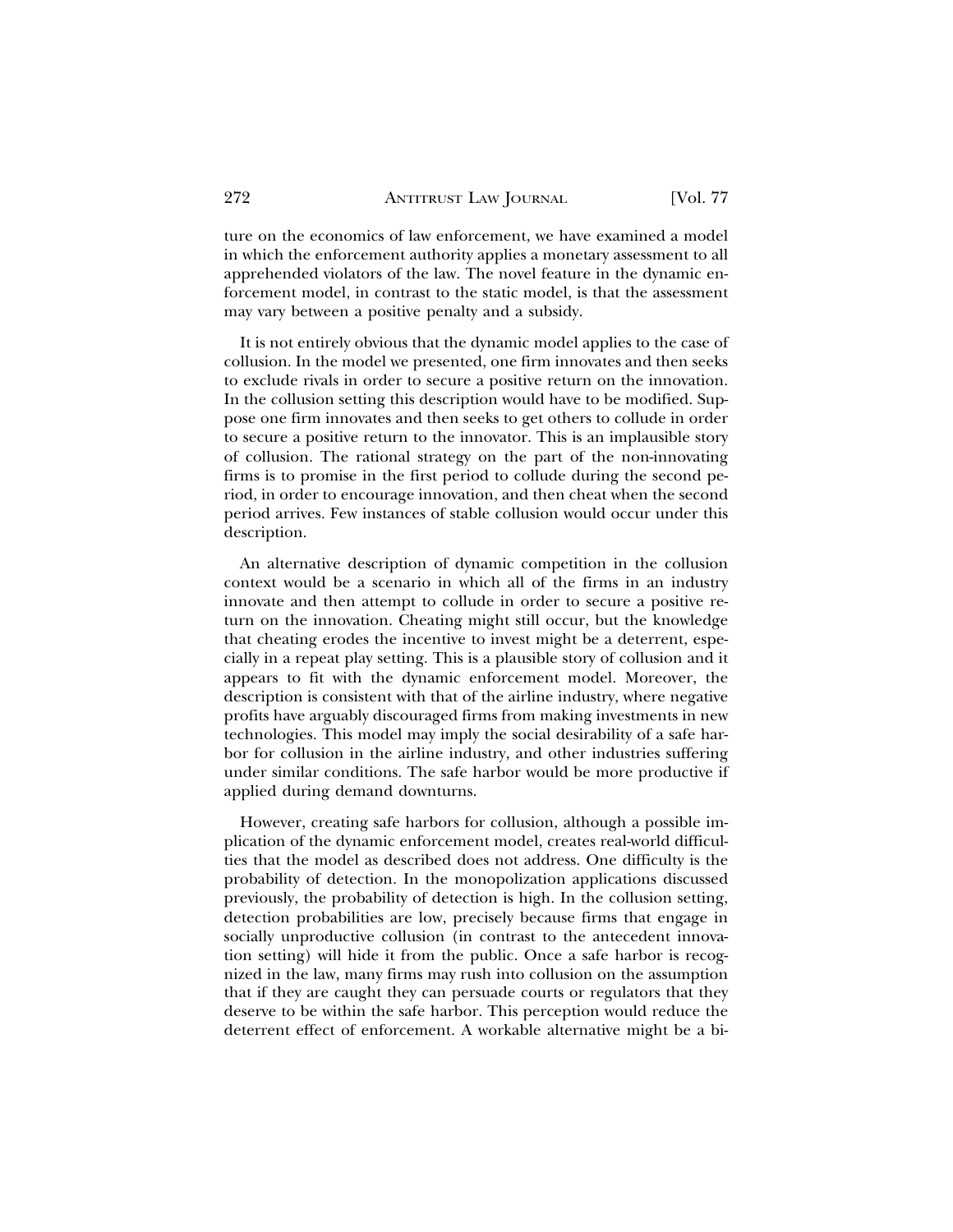ture on the economics of law enforcement, we have examined a model in which the enforcement authority applies a monetary assessment to all apprehended violators of the law. The novel feature in the dynamic enforcement model, in contrast to the static model, is that the assessment may vary between a positive penalty and a subsidy.

It is not entirely obvious that the dynamic model applies to the case of collusion. In the model we presented, one firm innovates and then seeks to exclude rivals in order to secure a positive return on the innovation. In the collusion setting this description would have to be modified. Suppose one firm innovates and then seeks to get others to collude in order to secure a positive return to the innovator. This is an implausible story of collusion. The rational strategy on the part of the non-innovating firms is to promise in the first period to collude during the second period, in order to encourage innovation, and then cheat when the second period arrives. Few instances of stable collusion would occur under this description.

An alternative description of dynamic competition in the collusion context would be a scenario in which all of the firms in an industry innovate and then attempt to collude in order to secure a positive return on the innovation. Cheating might still occur, but the knowledge that cheating erodes the incentive to invest might be a deterrent, especially in a repeat play setting. This is a plausible story of collusion and it appears to fit with the dynamic enforcement model. Moreover, the description is consistent with that of the airline industry, where negative profits have arguably discouraged firms from making investments in new technologies. This model may imply the social desirability of a safe harbor for collusion in the airline industry, and other industries suffering under similar conditions. The safe harbor would be more productive if applied during demand downturns.

However, creating safe harbors for collusion, although a possible implication of the dynamic enforcement model, creates real-world difficulties that the model as described does not address. One difficulty is the probability of detection. In the monopolization applications discussed previously, the probability of detection is high. In the collusion setting, detection probabilities are low, precisely because firms that engage in socially unproductive collusion (in contrast to the antecedent innovation setting) will hide it from the public. Once a safe harbor is recognized in the law, many firms may rush into collusion on the assumption that if they are caught they can persuade courts or regulators that they deserve to be within the safe harbor. This perception would reduce the deterrent effect of enforcement. A workable alternative might be a bi-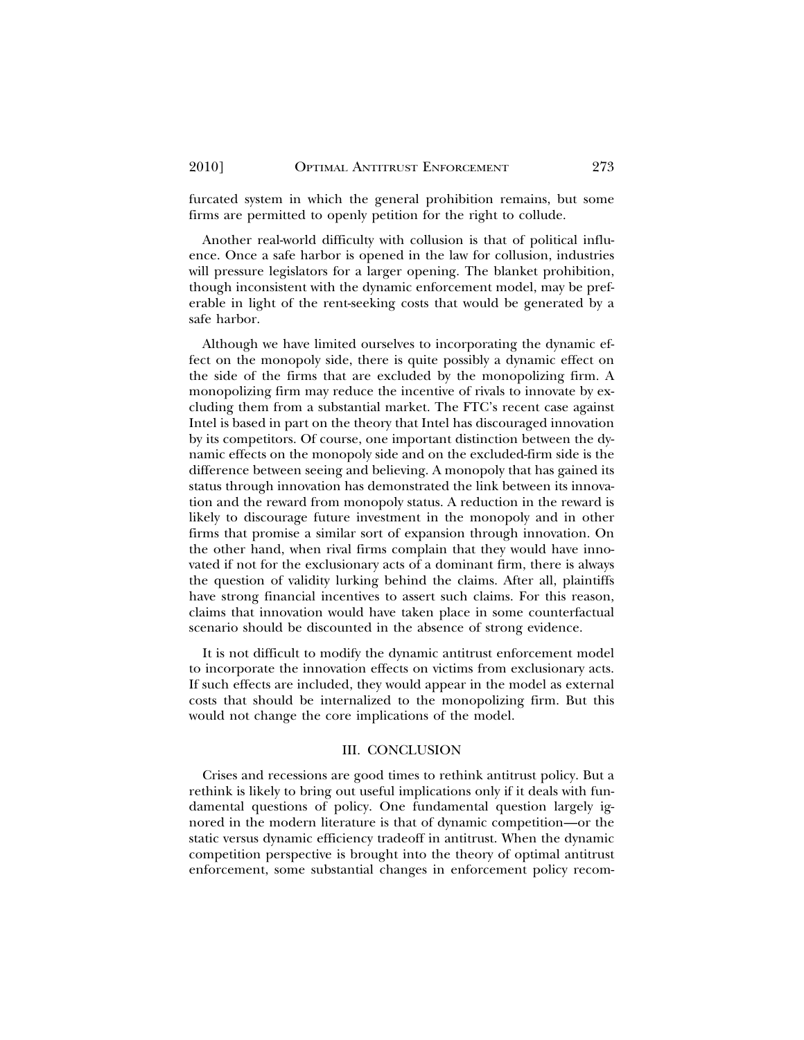furcated system in which the general prohibition remains, but some firms are permitted to openly petition for the right to collude.

Another real-world difficulty with collusion is that of political influence. Once a safe harbor is opened in the law for collusion, industries will pressure legislators for a larger opening. The blanket prohibition, though inconsistent with the dynamic enforcement model, may be preferable in light of the rent-seeking costs that would be generated by a safe harbor.

Although we have limited ourselves to incorporating the dynamic effect on the monopoly side, there is quite possibly a dynamic effect on the side of the firms that are excluded by the monopolizing firm. A monopolizing firm may reduce the incentive of rivals to innovate by excluding them from a substantial market. The FTC's recent case against Intel is based in part on the theory that Intel has discouraged innovation by its competitors. Of course, one important distinction between the dynamic effects on the monopoly side and on the excluded-firm side is the difference between seeing and believing. A monopoly that has gained its status through innovation has demonstrated the link between its innovation and the reward from monopoly status. A reduction in the reward is likely to discourage future investment in the monopoly and in other firms that promise a similar sort of expansion through innovation. On the other hand, when rival firms complain that they would have innovated if not for the exclusionary acts of a dominant firm, there is always the question of validity lurking behind the claims. After all, plaintiffs have strong financial incentives to assert such claims. For this reason, claims that innovation would have taken place in some counterfactual scenario should be discounted in the absence of strong evidence.

It is not difficult to modify the dynamic antitrust enforcement model to incorporate the innovation effects on victims from exclusionary acts. If such effects are included, they would appear in the model as external costs that should be internalized to the monopolizing firm. But this would not change the core implications of the model.

## III. CONCLUSION

Crises and recessions are good times to rethink antitrust policy. But a rethink is likely to bring out useful implications only if it deals with fundamental questions of policy. One fundamental question largely ignored in the modern literature is that of dynamic competition—or the static versus dynamic efficiency tradeoff in antitrust. When the dynamic competition perspective is brought into the theory of optimal antitrust enforcement, some substantial changes in enforcement policy recom-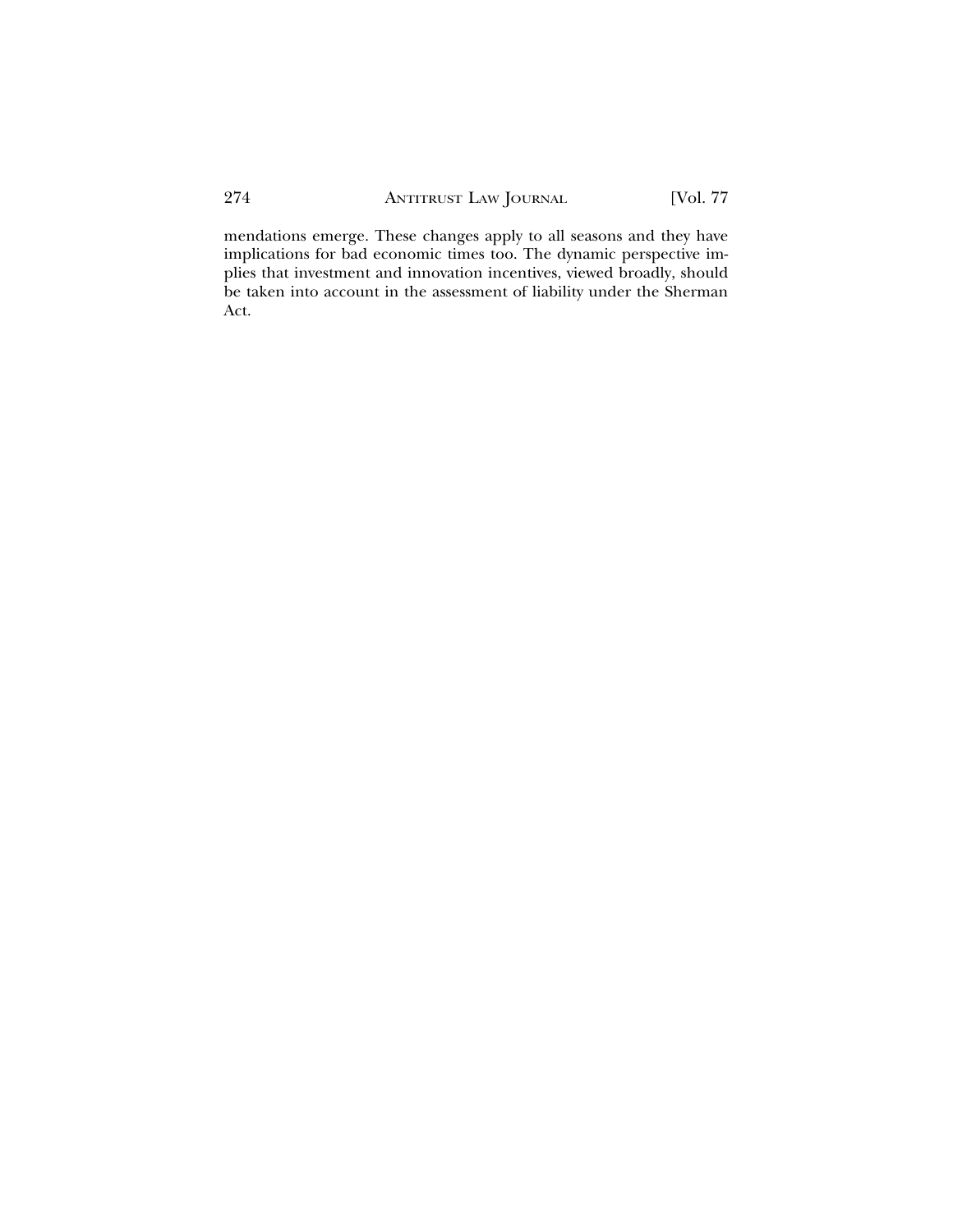mendations emerge. These changes apply to all seasons and they have implications for bad economic times too. The dynamic perspective implies that investment and innovation incentives, viewed broadly, should be taken into account in the assessment of liability under the Sherman Act.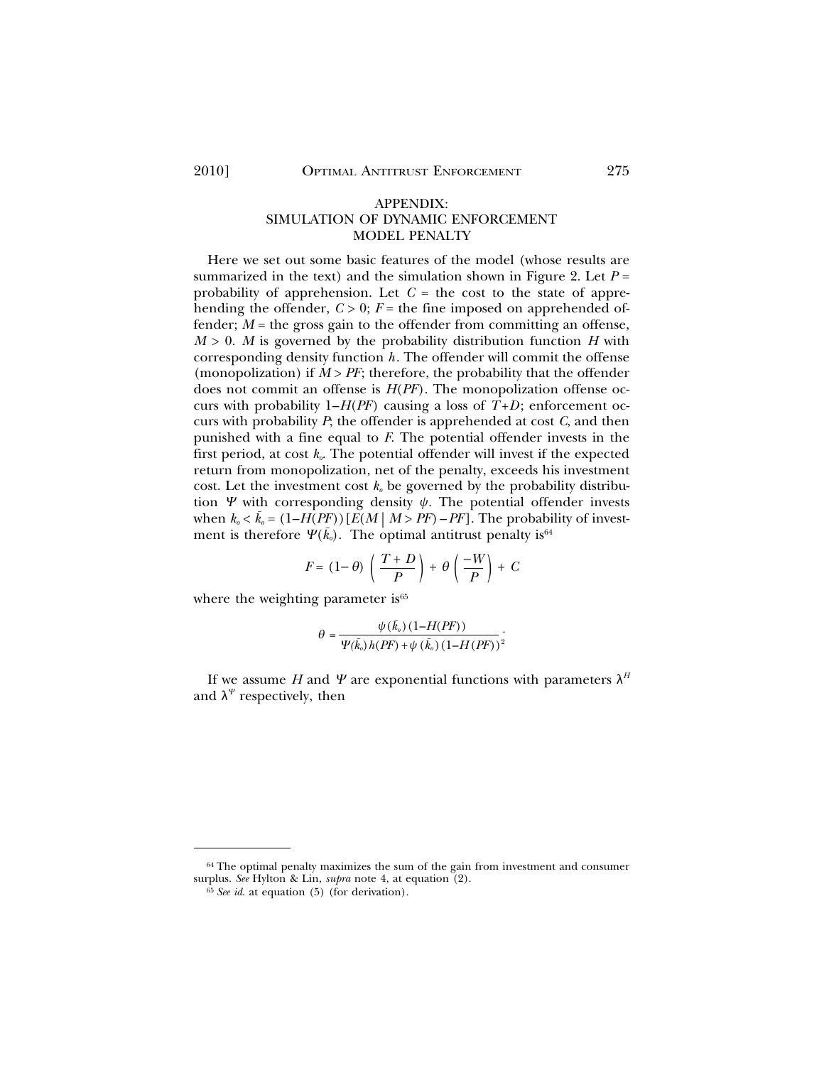## APPENDIX: SIMULATION OF DYNAMIC ENFORCEMENT MODEL PENALTY

Here we set out some basic features of the model (whose results are summarized in the text) and the simulation shown in Figure 2. Let $P$ = probability of apprehension. Let $C$ = the cost to the state of apprehending the offender, $C > 0$; $F$ = the fine imposed on apprehended offender; $M$ = the gross gain to the offender from committing an offense, $M > 0$. $M$ is governed by the probability distribution function $H$ with corresponding density function $h$. The offender will commit the offense (monopolization) if $M > PF$; therefore, the probability that the offender does not commit an offense is $H(PF)$. The monopolization offense occurs with probability $1 - H(PF)$ causing a loss of $T + D$; enforcement occurs with probability $P$; the offender is apprehended at cost $C$, and then punished with a fine equal to $F$. The potential offender invests in the first period, at cost $k_o$. The potential offender will invest if the expected return from monopolization, net of the penalty, exceeds his investment cost. Let the investment cost $k_o$ be governed by the probability distribution $\Psi$ with corresponding density $\psi$. The potential offender invests when $k_o < \bar{k}_o = (1 - H(PF))[E(M \mid M > PF) - PF]$. The probability of investment is therefore $\Psi(\bar{k}_o)$. The optimal antitrust penalty is[64]

$$F = (1 - \theta)\left(\frac{T + D}{P}\right) + \theta\left(\frac{-W}{P}\right) + C$$

where the weighting parameter is[65]

$$\theta = \frac{\psi(\bar{k}_o)(1 - H(PF))}{\Psi(\bar{k}_o)h(PF) + \psi(\bar{k}_o)(1 - H(PF))^2}.$$

If we assume $H$ and $\Psi$ are exponential functions with parameters $\lambda^H$ and $\lambda^\Psi$ respectively, then

---

[64] The optimal penalty maximizes the sum of the gain from investment and consumer surplus. *See* Hylton & Lin, *supra* note 4, at equation (2).

[65] *See id.* at equation (5) (for derivation).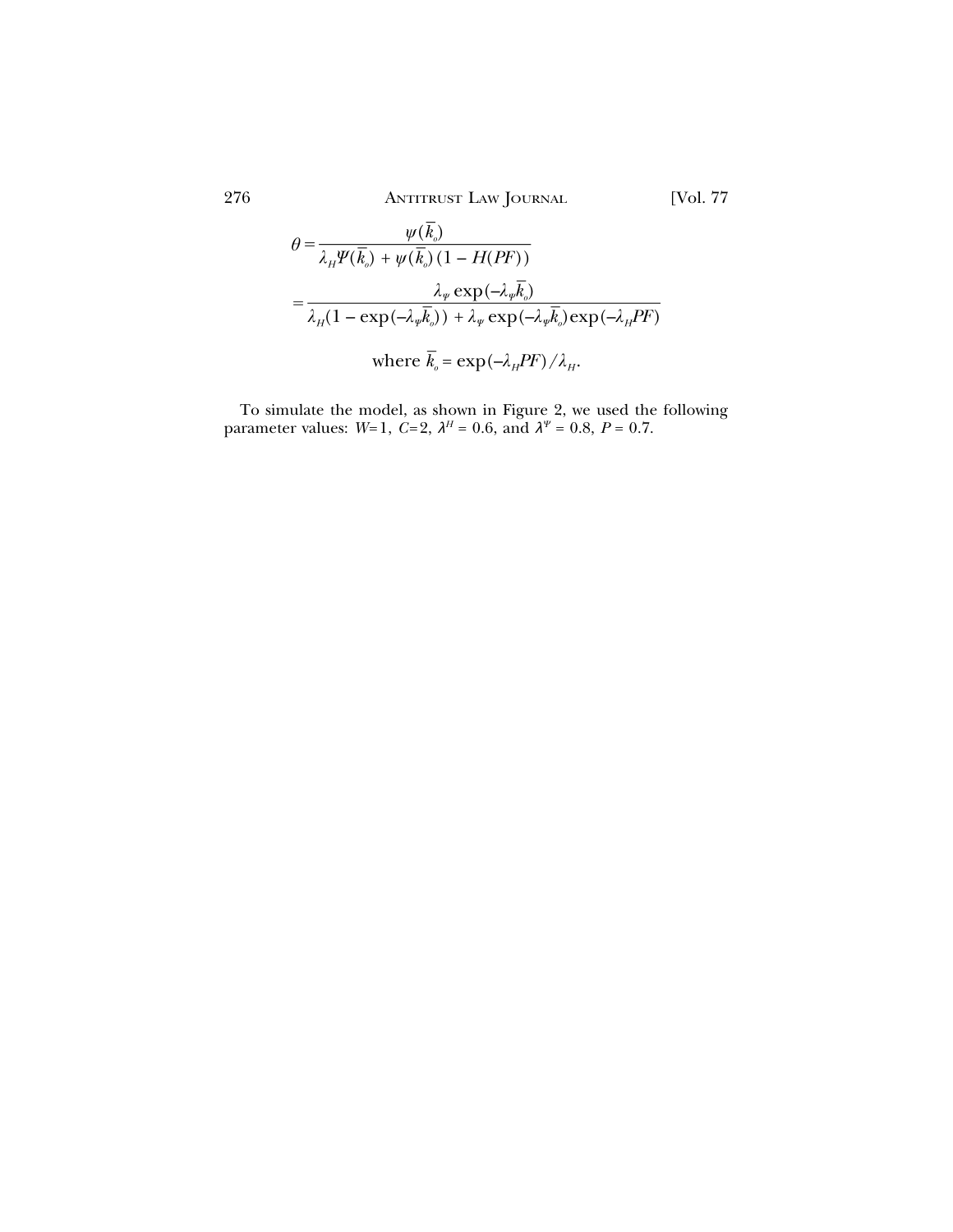$$\theta = \frac{\psi(\bar{k}_o)}{\lambda_H \Psi(\bar{k}_o) + \psi(\bar{k}_o)(1 - H(PF))}$$

$$= \frac{\lambda_\psi \exp(-\lambda_\psi \bar{k}_o)}{\lambda_H(1 - \exp(-\lambda_\psi \bar{k}_o)) + \lambda_\psi \exp(-\lambda_\psi \bar{k}_o)\exp(-\lambda_H PF)}$$

$$\text{where } \bar{k}_o = \exp(-\lambda_H PF)/\lambda_H.$$

To simulate the model, as shown in Figure 2, we used the following parameter values: $W=1$, $C=2$, $\lambda^H = 0.6$, and $\lambda^\Psi = 0.8$, $P = 0.7$.